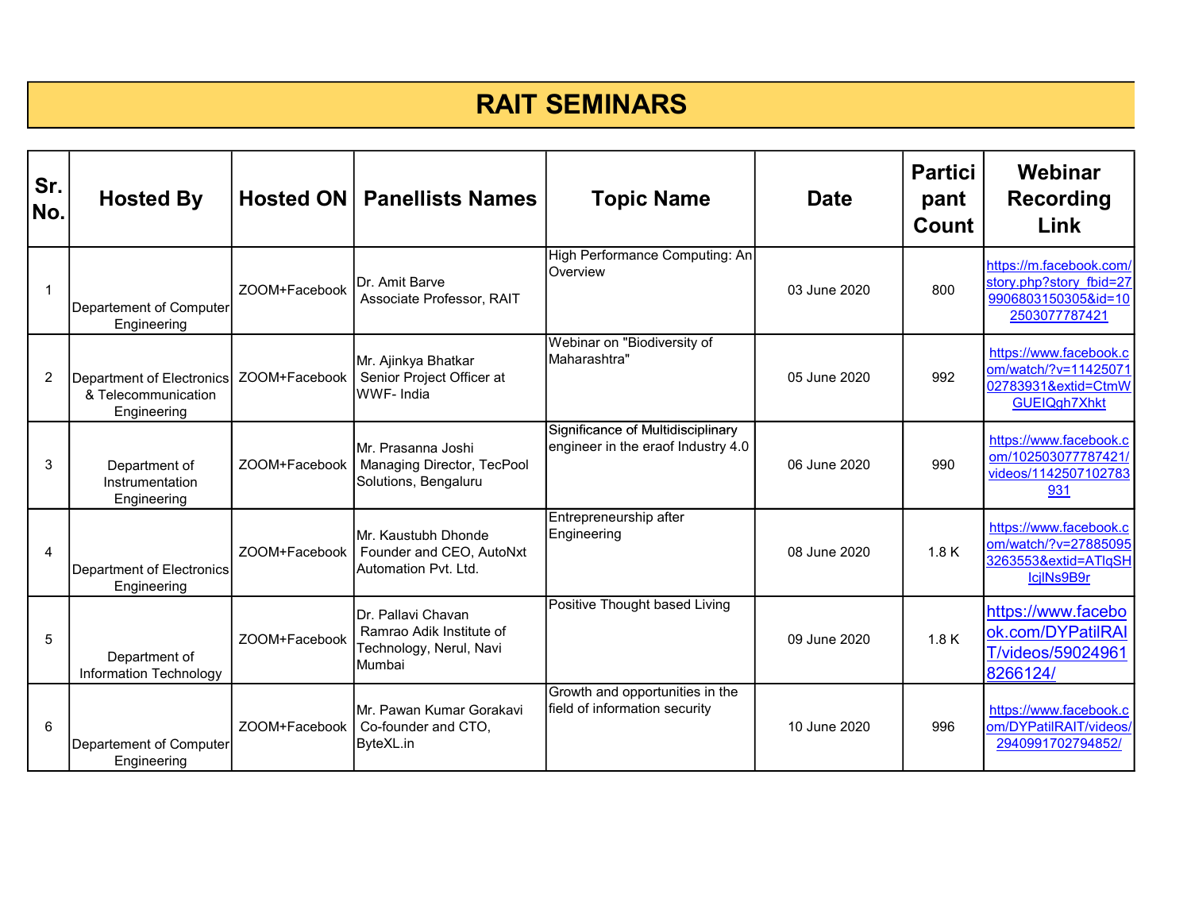# RAIT SEMINARS

| Sr. No. | Hosted By | Hosted ON | Panellists Names | Topic Name | Date | Participant Count | Webinar Recording Link |
|---|---|---|---|---|---|---|---|
| 1 | Departement of Computer Engineering | ZOOM+Facebook | Dr. Amit Barve Associate Professor, RAIT | High Performance Computing: An Overview | 03 June 2020 | 800 | https://m.facebook.com/story.php?story_fbid=279906803150305&id=102503077787421 |
| 2 | Department of Electronics & Telecommunication Engineering | ZOOM+Facebook | Mr. Ajinkya Bhatkar Senior Project Officer at WWF- India | Webinar on "Biodiversity of Maharashtra" | 05 June 2020 | 992 | https://www.facebook.com/watch/?v=1142507102783931&extid=CtmWGUEIQgh7Xhkt |
| 3 | Department of Instrumentation Engineering | ZOOM+Facebook | Mr. Prasanna Joshi Managing Director, TecPool Solutions, Bengaluru | Significance of Multidisciplinary engineer in the eraof Industry 4.0 | 06 June 2020 | 990 | https://www.facebook.com/102503077787421/videos/1142507102783931 |
| 4 | Department of Electronics Engineering | ZOOM+Facebook | Mr. Kaustubh Dhonde Founder and CEO, AutoNxt Automation Pvt. Ltd. | Entrepreneurship after Engineering | 08 June 2020 | 1.8 K | https://www.facebook.com/watch/?v=278850953263553&extid=ATlqSHIcjlNs9B9r |
| 5 | Department of Information Technology | ZOOM+Facebook | Dr. Pallavi Chavan Ramrao Adik Institute of Technology, Nerul, Navi Mumbai | Positive Thought based Living | 09 June 2020 | 1.8 K | https://www.facebook.com/DYPatilRAIT/videos/590249618266124/ |
| 6 | Departement of Computer Engineering | ZOOM+Facebook | Mr. Pawan Kumar Gorakavi Co-founder and CTO, ByteXL.in | Growth and opportunities in the field of information security | 10 June 2020 | 996 | https://www.facebook.com/DYPatilRAIT/videos/2940991702794852/ |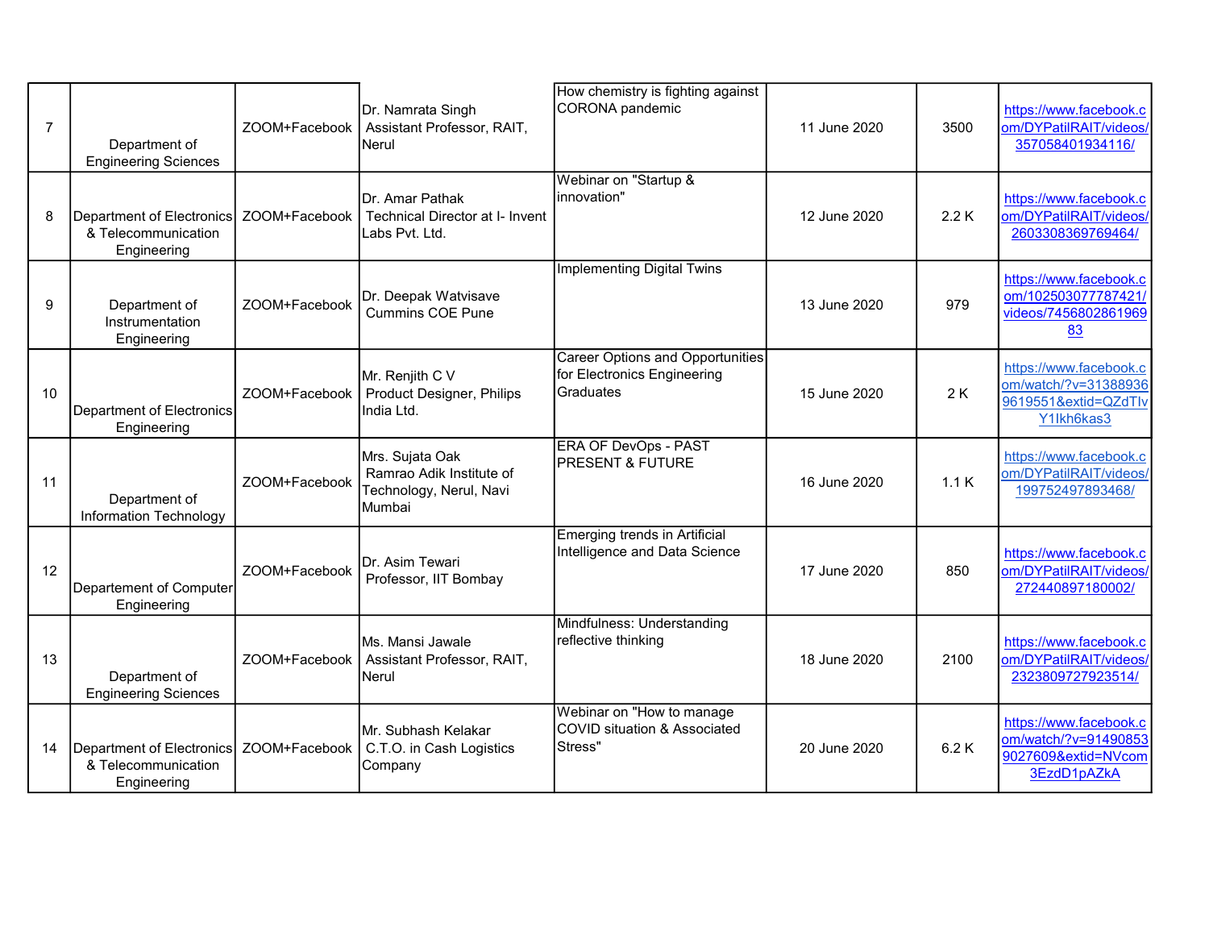| 7 | Department of Engineering Sciences | ZOOM+Facebook | Dr. Namrata Singh Assistant Professor, RAIT, Nerul | How chemistry is fighting against CORONA pandemic | 11 June 2020 | 3500 | https://www.facebook.com/DYPatilRAIT/videos/357058401934116/ |
|---|---|---|---|---|---|---|---|
| 8 | Department of Electronics & Telecommunication Engineering | ZOOM+Facebook | Dr. Amar Pathak Technical Director at I- Invent Labs Pvt. Ltd. | Webinar on "Startup & innovation" | 12 June 2020 | 2.2 K | https://www.facebook.com/DYPatilRAIT/videos/2603308369769464/ |
| 9 | Department of Instrumentation Engineering | ZOOM+Facebook | Dr. Deepak Watvisave Cummins COE Pune | Implementing Digital Twins | 13 June 2020 | 979 | https://www.facebook.com/102503077787421/videos/745680286196983 |
| 10 | Department of Electronics Engineering | ZOOM+Facebook | Mr. Renjith C V Product Designer, Philips India Ltd. | Career Options and Opportunities for Electronics Engineering Graduates | 15 June 2020 | 2 K | https://www.facebook.com/watch/?v=313889369619551&extid=QZdTIvY1Ikh6kas3 |
| 11 | Department of Information Technology | ZOOM+Facebook | Mrs. Sujata Oak Ramrao Adik Institute of Technology, Nerul, Navi Mumbai | ERA OF DevOps - PAST PRESENT & FUTURE | 16 June 2020 | 1.1 K | https://www.facebook.com/DYPatilRAIT/videos/199752497893468/ |
| 12 | Departement of Computer Engineering | ZOOM+Facebook | Dr. Asim Tewari Professor, IIT Bombay | Emerging trends in Artificial Intelligence and Data Science | 17 June 2020 | 850 | https://www.facebook.com/DYPatilRAIT/videos/272440897180002/ |
| 13 | Department of Engineering Sciences | ZOOM+Facebook | Ms. Mansi Jawale Assistant Professor, RAIT, Nerul | Mindfulness: Understanding reflective thinking | 18 June 2020 | 2100 | https://www.facebook.com/DYPatilRAIT/videos/2323809727923514/ |
| 14 | Department of Electronics & Telecommunication Engineering | ZOOM+Facebook | Mr. Subhash Kelakar C.T.O. in Cash Logistics Company | Webinar on "How to manage COVID situation & Associated Stress" | 20 June 2020 | 6.2 K | https://www.facebook.com/watch/?v=914908539027609&extid=NVcom3EzdD1pAZkA |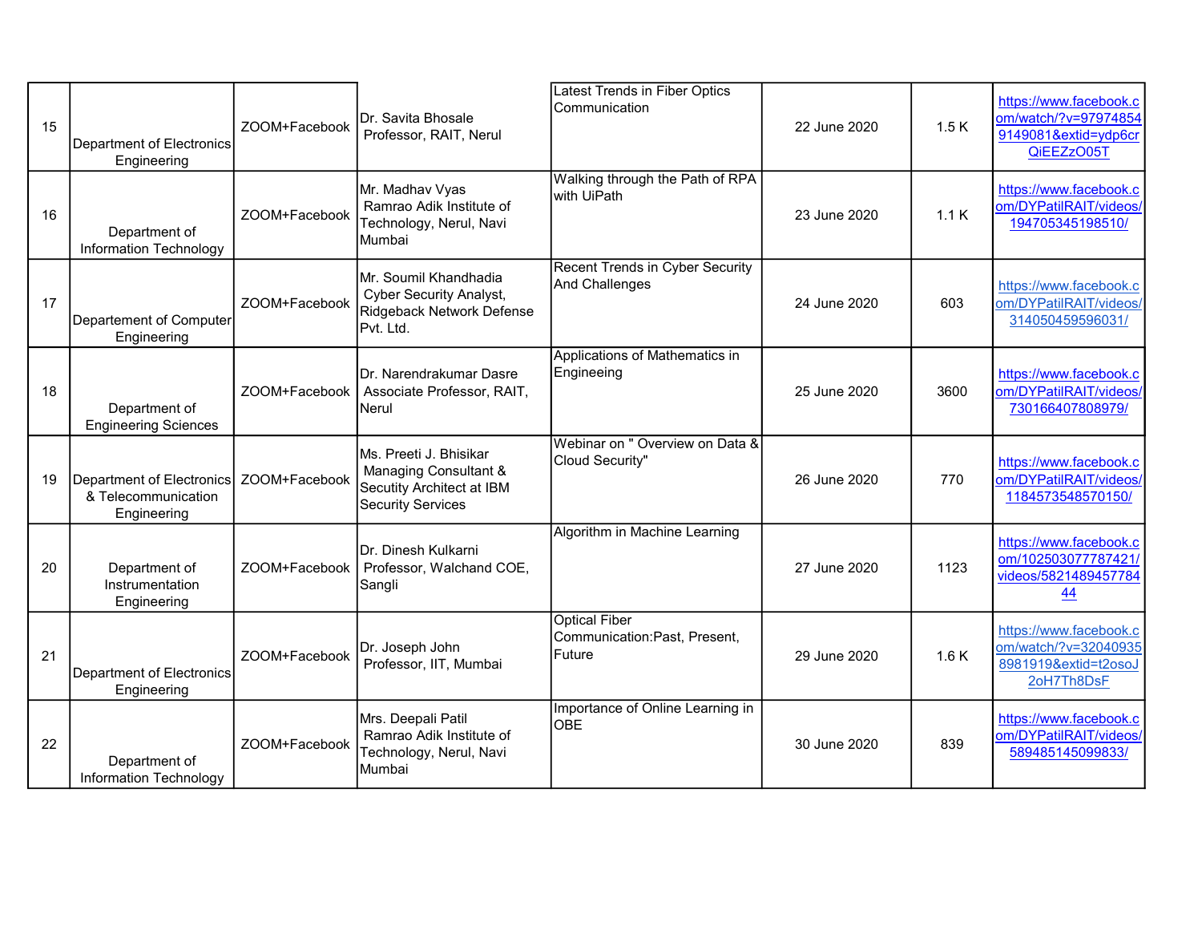| 15 | Department of Electronics Engineering | ZOOM+Facebook | Dr. Savita Bhosale Professor, RAIT, Nerul | Latest Trends in Fiber Optics Communication | 22 June 2020 | 1.5 K | https://www.facebook.com/watch/?v=979748549149081&extid=ydp6crQiEEZzO05T |
|---|---|---|---|---|---|---|---|
| 16 | Department of Information Technology | ZOOM+Facebook | Mr. Madhav Vyas Ramrao Adik Institute of Technology, Nerul, Navi Mumbai | Walking through the Path of RPA with UiPath | 23 June 2020 | 1.1 K | https://www.facebook.com/DYPatilRAIT/videos/194705345198510/ |
| 17 | Departement of Computer Engineering | ZOOM+Facebook | Mr. Soumil Khandhadia Cyber Security Analyst, Ridgeback Network Defense Pvt. Ltd. | Recent Trends in Cyber Security And Challenges | 24 June 2020 | 603 | https://www.facebook.com/DYPatilRAIT/videos/314050459596031/ |
| 18 | Department of Engineering Sciences | ZOOM+Facebook | Dr. Narendrakumar Dasre Associate Professor, RAIT, Nerul | Applications of Mathematics in Engineeing | 25 June 2020 | 3600 | https://www.facebook.com/DYPatilRAIT/videos/730166407808979/ |
| 19 | Department of Electronics & Telecommunication Engineering | ZOOM+Facebook | Ms. Preeti J. Bhisikar Managing Consultant & Secutity Architect at IBM Security Services | Webinar on " Overview on Data & Cloud Security" | 26 June 2020 | 770 | https://www.facebook.com/DYPatilRAIT/videos/1184573548570150/ |
| 20 | Department of Instrumentation Engineering | ZOOM+Facebook | Dr. Dinesh Kulkarni Professor, Walchand COE, Sangli | Algorithm in Machine Learning | 27 June 2020 | 1123 | https://www.facebook.com/102503077787421/videos/582148945778444 |
| 21 | Department of Electronics Engineering | ZOOM+Facebook | Dr. Joseph John Professor, IIT, Mumbai | Optical Fiber Communication:Past, Present, Future | 29 June 2020 | 1.6 K | https://www.facebook.com/watch/?v=320409358981919&extid=t2osoJ2oH7Th8DsF |
| 22 | Department of Information Technology | ZOOM+Facebook | Mrs. Deepali Patil Ramrao Adik Institute of Technology, Nerul, Navi Mumbai | Importance of Online Learning in OBE | 30 June 2020 | 839 | https://www.facebook.com/DYPatilRAIT/videos/589485145099833/ |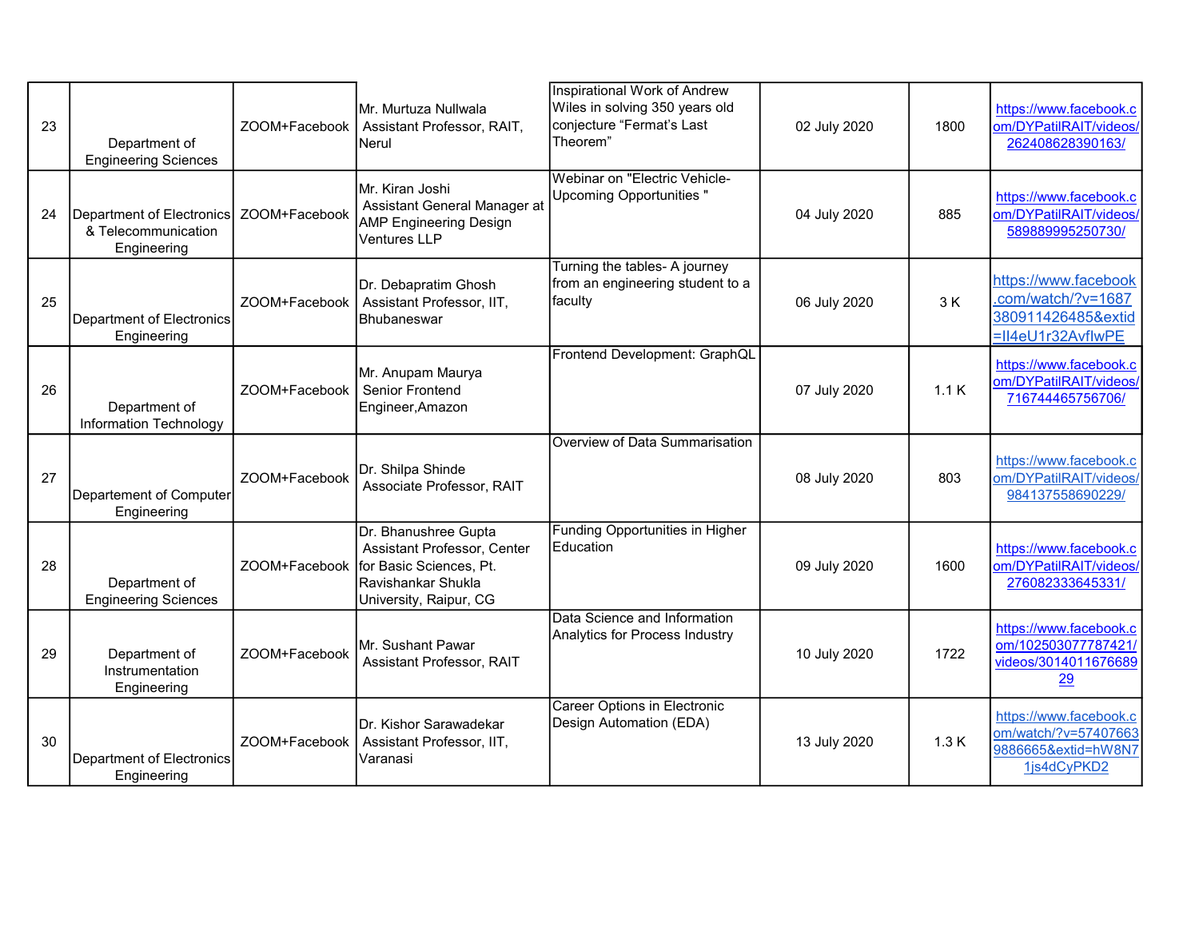| 23 | Department of Engineering Sciences | ZOOM+Facebook | Mr. Murtuza Nullwala Assistant Professor, RAIT, Nerul | Inspirational Work of Andrew Wiles in solving 350 years old conjecture “Fermat’s Last Theorem” | 02 July 2020 | 1800 | https://www.facebook.com/DYPatilRAIT/videos/262408628390163/ |
|---|---|---|---|---|---|---|---|
| 24 | Department of Electronics & Telecommunication Engineering | ZOOM+Facebook | Mr. Kiran Joshi Assistant General Manager at AMP Engineering Design Ventures LLP | Webinar on "Electric Vehicle- Upcoming Opportunities " | 04 July 2020 | 885 | https://www.facebook.com/DYPatilRAIT/videos/589889995250730/ |
| 25 | Department of Electronics Engineering | ZOOM+Facebook | Dr. Debapratim Ghosh Assistant Professor, IIT, Bhubaneswar | Turning the tables- A journey from an engineering student to a faculty | 06 July 2020 | 3 K | https://www.facebook.com/watch/?v=1687380911426485&extid=Il4eU1r32AvflwPE |
| 26 | Department of Information Technology | ZOOM+Facebook | Mr. Anupam Maurya Senior Frontend Engineer,Amazon | Frontend Development: GraphQL | 07 July 2020 | 1.1 K | https://www.facebook.com/DYPatilRAIT/videos/716744465756706/ |
| 27 | Departement of Computer Engineering | ZOOM+Facebook | Dr. Shilpa Shinde Associate Professor, RAIT | Overview of Data Summarisation | 08 July 2020 | 803 | https://www.facebook.com/DYPatilRAIT/videos/984137558690229/ |
| 28 | Department of Engineering Sciences | ZOOM+Facebook | Dr. Bhanushree Gupta Assistant Professor, Center for Basic Sciences, Pt. Ravishankar Shukla University, Raipur, CG | Funding Opportunities in Higher Education | 09 July 2020 | 1600 | https://www.facebook.com/DYPatilRAIT/videos/276082333645331/ |
| 29 | Department of Instrumentation Engineering | ZOOM+Facebook | Mr. Sushant Pawar Assistant Professor, RAIT | Data Science and Information Analytics for Process Industry | 10 July 2020 | 1722 | https://www.facebook.com/102503077787421/videos/301401167668929 |
| 30 | Department of Electronics Engineering | ZOOM+Facebook | Dr. Kishor Sarawadekar Assistant Professor, IIT, Varanasi | Career Options in Electronic Design Automation (EDA) | 13 July 2020 | 1.3 K | https://www.facebook.com/watch/?v=574076639886665&extid=hW8N71js4dCyPKD2 |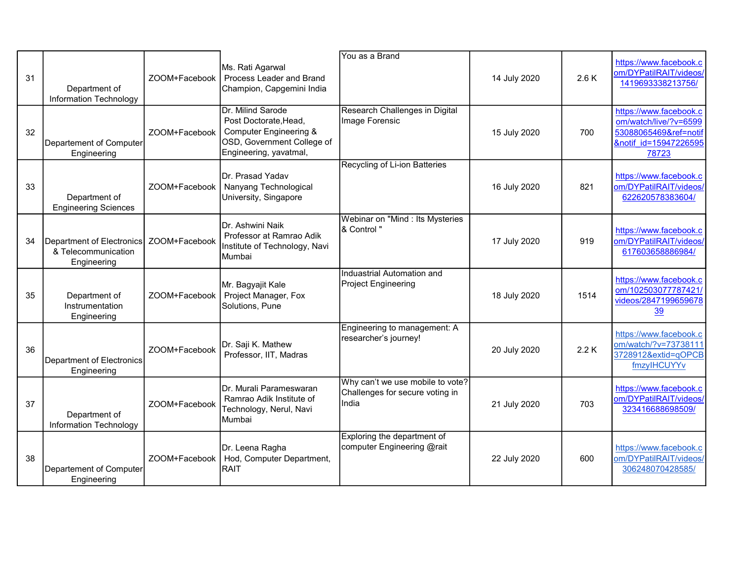| 31 | Department of Information Technology | ZOOM+Facebook | Ms. Rati Agarwal Process Leader and Brand Champion, Capgemini India | You as a Brand | 14 July 2020 | 2.6 K | https://www.facebook.com/DYPatilRAIT/videos/1419693338213756/ |
|---|---|---|---|---|---|---|---|
| 32 | Departement of Computer Engineering | ZOOM+Facebook | Dr. Milind Sarode Post Doctorate,Head, Computer Engineering & OSD, Government College of Engineering, yavatmal, | Research Challenges in Digital Image Forensic | 15 July 2020 | 700 | https://www.facebook.com/watch/live/?v=659953088065469&ref=notif&notif_id=1594722659578723 |
| 33 | Department of Engineering Sciences | ZOOM+Facebook | Dr. Prasad Yadav Nanyang Technological University, Singapore | Recycling of Li-ion Batteries | 16 July 2020 | 821 | https://www.facebook.com/DYPatilRAIT/videos/622620578383604/ |
| 34 | Department of Electronics & Telecommunication Engineering | ZOOM+Facebook | Dr. Ashwini Naik Professor at Ramrao Adik Institute of Technology, Navi Mumbai | Webinar on "Mind : Its Mysteries & Control " | 17 July 2020 | 919 | https://www.facebook.com/DYPatilRAIT/videos/617603658886984/ |
| 35 | Department of Instrumentation Engineering | ZOOM+Facebook | Mr. Bagyajit Kale Project Manager, Fox Solutions, Pune | Induastrial Automation and Project Engineering | 18 July 2020 | 1514 | https://www.facebook.com/102503077787421/videos/284719965967839 |
| 36 | Department of Electronics Engineering | ZOOM+Facebook | Dr. Saji K. Mathew Professor, IIT, Madras | Engineering to management: A researcher's journey! | 20 July 2020 | 2.2 K | https://www.facebook.com/watch/?v=737381113728912&extid=qOPCBfmzyIHCUYYv |
| 37 | Department of Information Technology | ZOOM+Facebook | Dr. Murali Parameswaran Ramrao Adik Institute of Technology, Nerul, Navi Mumbai | Why can't we use mobile to vote? Challenges for secure voting in India | 21 July 2020 | 703 | https://www.facebook.com/DYPatilRAIT/videos/323416688698509/ |
| 38 | Departement of Computer Engineering | ZOOM+Facebook | Dr. Leena Ragha Hod, Computer Department, RAIT | Exploring the department of computer Engineering @rait | 22 July 2020 | 600 | https://www.facebook.com/DYPatilRAIT/videos/306248070428585/ |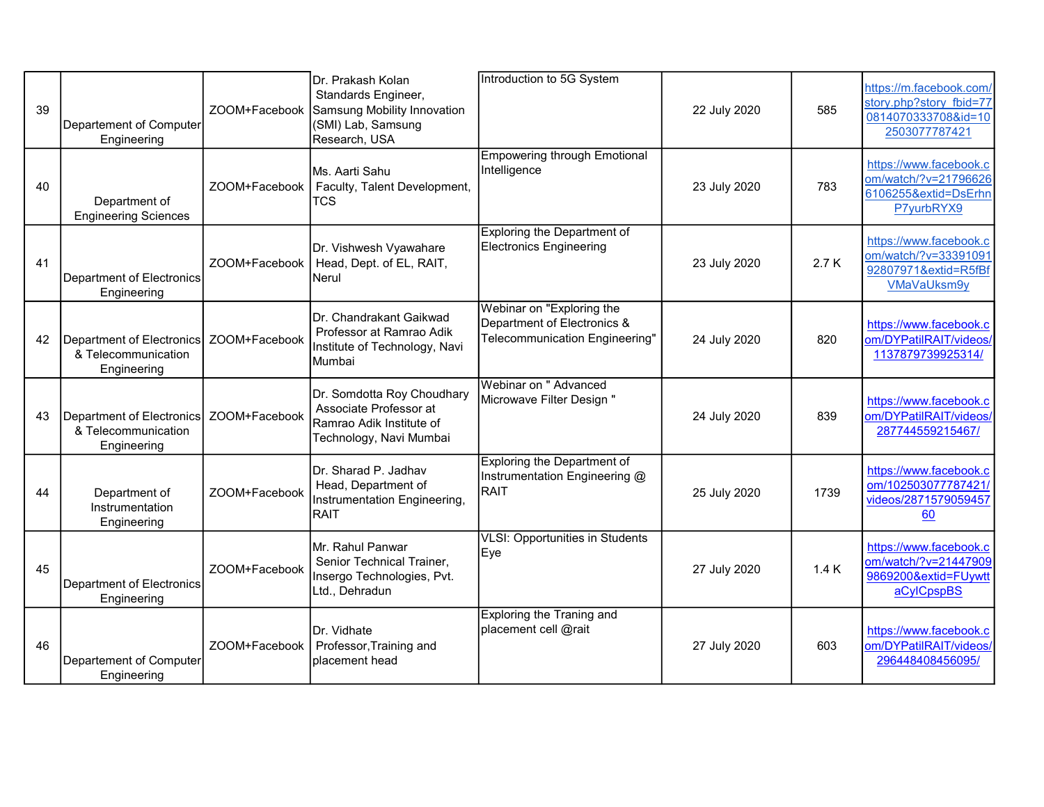| | | | | | | | |
|---|---|---|---|---|---|---|---|
| 39 | Departement of Computer Engineering | ZOOM+Facebook | Dr. Prakash Kolan Standards Engineer, Samsung Mobility Innovation (SMI) Lab, Samsung Research, USA | Introduction to 5G System | 22 July 2020 | 585 | https://m.facebook.com/story.php?story_fbid=770814070333708&id=102503077787421 |
| 40 | Department of Engineering Sciences | ZOOM+Facebook | Ms. Aarti Sahu Faculty, Talent Development, TCS | Empowering through Emotional Intelligence | 23 July 2020 | 783 | https://www.facebook.com/watch/?v=217966266106255&extid=DsErhnP7yurbRYX9 |
| 41 | Department of Electronics Engineering | ZOOM+Facebook | Dr. Vishwesh Vyawahare Head, Dept. of EL, RAIT, Nerul | Exploring the Department of Electronics Engineering | 23 July 2020 | 2.7 K | https://www.facebook.com/watch/?v=3339109192807971&extid=R5fBfVMaVaUksm9y |
| 42 | Department of Electronics & Telecommunication Engineering | ZOOM+Facebook | Dr. Chandrakant Gaikwad Professor at Ramrao Adik Institute of Technology, Navi Mumbai | Webinar on "Exploring the Department of Electronics & Telecommunication Engineering" | 24 July 2020 | 820 | https://www.facebook.com/DYPatilRAIT/videos/1137879739925314/ |
| 43 | Department of Electronics & Telecommunication Engineering | ZOOM+Facebook | Dr. Somdotta Roy Choudhary Associate Professor at Ramrao Adik Institute of Technology, Navi Mumbai | Webinar on " Advanced Microwave Filter Design " | 24 July 2020 | 839 | https://www.facebook.com/DYPatilRAIT/videos/287744559215467/ |
| 44 | Department of Instrumentation Engineering | ZOOM+Facebook | Dr. Sharad P. Jadhav Head, Department of Instrumentation Engineering, RAIT | Exploring the Department of Instrumentation Engineering @ RAIT | 25 July 2020 | 1739 | https://www.facebook.com/102503077787421/videos/287157905945760 |
| 45 | Department of Electronics Engineering | ZOOM+Facebook | Mr. Rahul Panwar Senior Technical Trainer, Insergo Technologies, Pvt. Ltd., Dehradun | VLSI: Opportunities in Students Eye | 27 July 2020 | 1.4 K | https://www.facebook.com/watch/?v=214479099869200&extid=FUywttaCylCpspBS |
| 46 | Departement of Computer Engineering | ZOOM+Facebook | Dr. Vidhate Professor,Training and placement head | Exploring the Traning and placement cell @rait | 27 July 2020 | 603 | https://www.facebook.com/DYPatilRAIT/videos/296448408456095/ |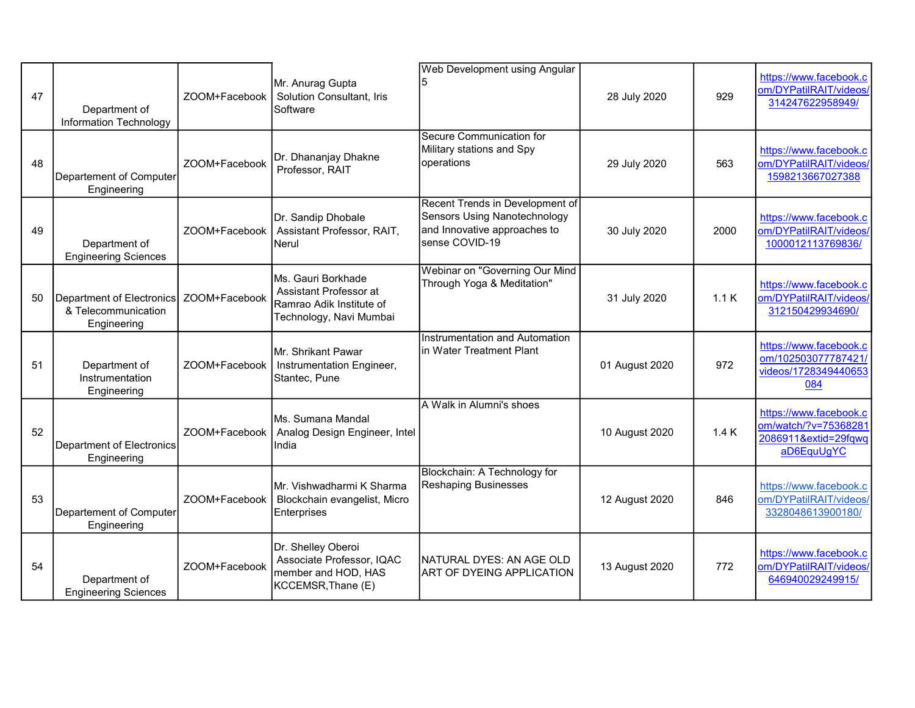| 47 | Department of Information Technology | ZOOM+Facebook | Mr. Anurag Gupta Solution Consultant, Iris Software | Web Development using Angular 5 | 28 July 2020 | 929 | https://www.facebook.com/DYPatilRAIT/videos/314247622958949/ |
|---|---|---|---|---|---|---|---|
| 48 | Departement of Computer Engineering | ZOOM+Facebook | Dr. Dhananjay Dhakne Professor, RAIT | Secure Communication for Military stations and Spy operations | 29 July 2020 | 563 | https://www.facebook.com/DYPatilRAIT/videos/1598213667027388 |
| 49 | Department of Engineering Sciences | ZOOM+Facebook | Dr. Sandip Dhobale Assistant Professor, RAIT, Nerul | Recent Trends in Development of Sensors Using Nanotechnology and Innovative approaches to sense COVID-19 | 30 July 2020 | 2000 | https://www.facebook.com/DYPatilRAIT/videos/1000012113769836/ |
| 50 | Department of Electronics & Telecommunication Engineering | ZOOM+Facebook | Ms. Gauri Borkhade Assistant Professor at Ramrao Adik Institute of Technology, Navi Mumbai | Webinar on "Governing Our Mind Through Yoga & Meditation" | 31 July 2020 | 1.1 K | https://www.facebook.com/DYPatilRAIT/videos/312150429934690/ |
| 51 | Department of Instrumentation Engineering | ZOOM+Facebook | Mr. Shrikant Pawar Instrumentation Engineer, Stantec, Pune | Instrumentation and Automation in Water Treatment Plant | 01 August 2020 | 972 | https://www.facebook.com/102503077787421/videos/1728349440653084 |
| 52 | Department of Electronics Engineering | ZOOM+Facebook | Ms. Sumana Mandal Analog Design Engineer, Intel India | A Walk in Alumni's shoes | 10 August 2020 | 1.4 K | https://www.facebook.com/watch/?v=753682812086911&extid=29fqwqaD6EquUgYC |
| 53 | Departement of Computer Engineering | ZOOM+Facebook | Mr. Vishwadharmi K Sharma Blockchain evangelist, Micro Enterprises | Blockchain: A Technology for Reshaping Businesses | 12 August 2020 | 846 | https://www.facebook.com/DYPatilRAIT/videos/3328048613900180/ |
| 54 | Department of Engineering Sciences | ZOOM+Facebook | Dr. Shelley Oberoi Associate Professor, IQAC member and HOD, HAS KCCEMSR,Thane (E) | NATURAL DYES: AN AGE OLD ART OF DYEING APPLICATION | 13 August 2020 | 772 | https://www.facebook.com/DYPatilRAIT/videos/646940029249915/ |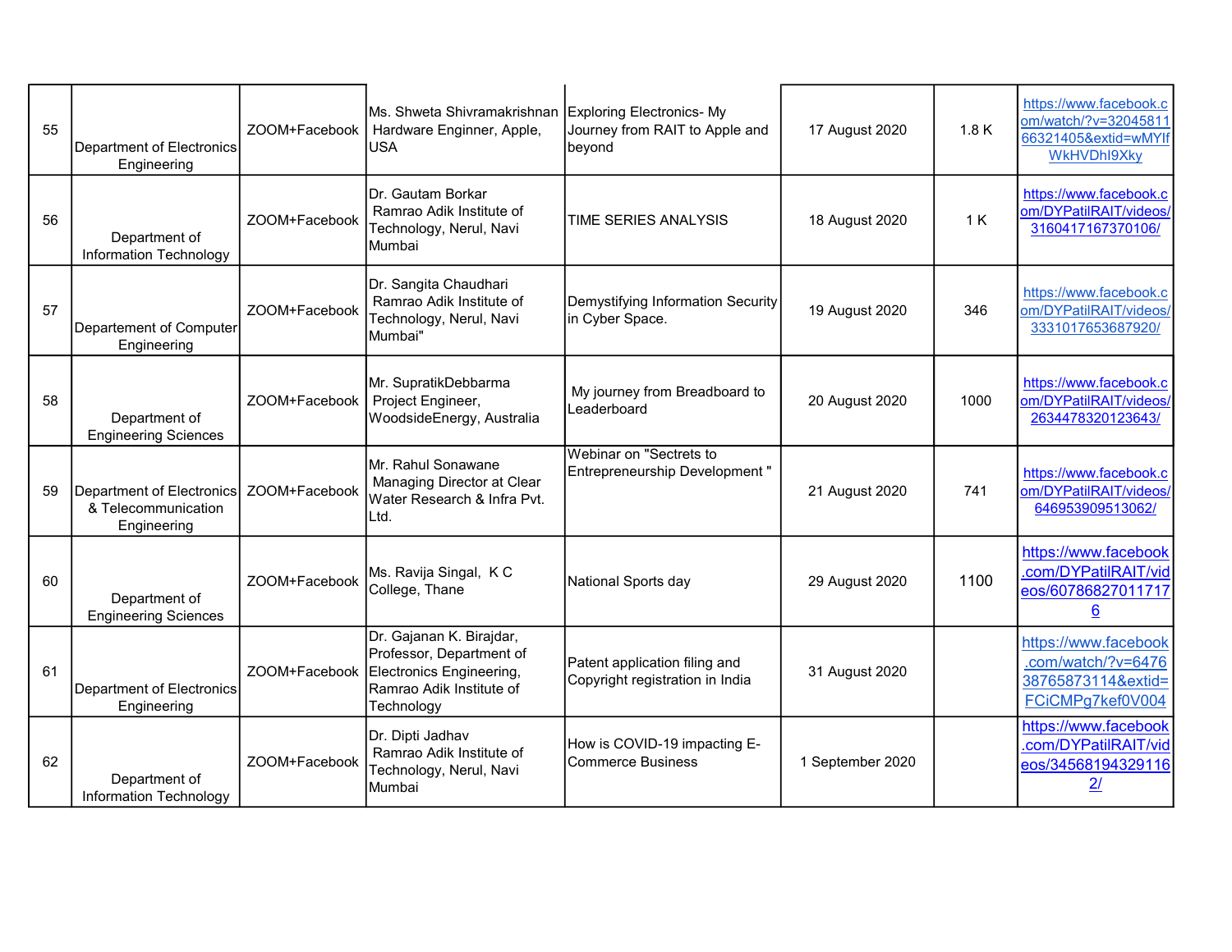| | | | | | | | |
|---|---|---|---|---|---|---|---|
| 55 | Department of Electronics Engineering | ZOOM+Facebook | Ms. Shweta Shivramakrishnan Hardware Enginner, Apple, USA | Exploring Electronics- My Journey from RAIT to Apple and beyond | 17 August 2020 | 1.8 K | https://www.facebook.com/watch/?v=3204581166321405&extid=wMYIfWkHVDhI9Xky |
| 56 | Department of Information Technology | ZOOM+Facebook | Dr. Gautam Borkar Ramrao Adik Institute of Technology, Nerul, Navi Mumbai | TIME SERIES ANALYSIS | 18 August 2020 | 1 K | https://www.facebook.com/DYPatilRAIT/videos/3160417167370106/ |
| 57 | Departement of Computer Engineering | ZOOM+Facebook | Dr. Sangita Chaudhari Ramrao Adik Institute of Technology, Nerul, Navi Mumbai" | Demystifying Information Security in Cyber Space. | 19 August 2020 | 346 | https://www.facebook.com/DYPatilRAIT/videos/3331017653687920/ |
| 58 | Department of Engineering Sciences | ZOOM+Facebook | Mr. SupratikDebbarma Project Engineer, WoodsideEnergy, Australia | My journey from Breadboard to Leaderboard | 20 August 2020 | 1000 | https://www.facebook.com/DYPatilRAIT/videos/2634478320123643/ |
| 59 | Department of Electronics & Telecommunication Engineering | ZOOM+Facebook | Mr. Rahul Sonawane Managing Director at Clear Water Research & Infra Pvt. Ltd. | Webinar on "Sectrets to Entrepreneurship Development " | 21 August 2020 | 741 | https://www.facebook.com/DYPatilRAIT/videos/646953909513062/ |
| 60 | Department of Engineering Sciences | ZOOM+Facebook | Ms. Ravija Singal, K C College, Thane | National Sports day | 29 August 2020 | 1100 | https://www.facebook.com/DYPatilRAIT/videos/607868270117176 |
| 61 | Department of Electronics Engineering | ZOOM+Facebook | Dr. Gajanan K. Birajdar, Professor, Department of Electronics Engineering, Ramrao Adik Institute of Technology | Patent application filing and Copyright registration in India | 31 August 2020 | | https://www.facebook.com/watch/?v=647638765873114&extid=FCiCMPg7kef0V004 |
| 62 | Department of Information Technology | ZOOM+Facebook | Dr. Dipti Jadhav Ramrao Adik Institute of Technology, Nerul, Navi Mumbai | How is COVID-19 impacting E-Commerce Business | 1 September 2020 | | https://www.facebook.com/DYPatilRAIT/videos/345681943291162/ |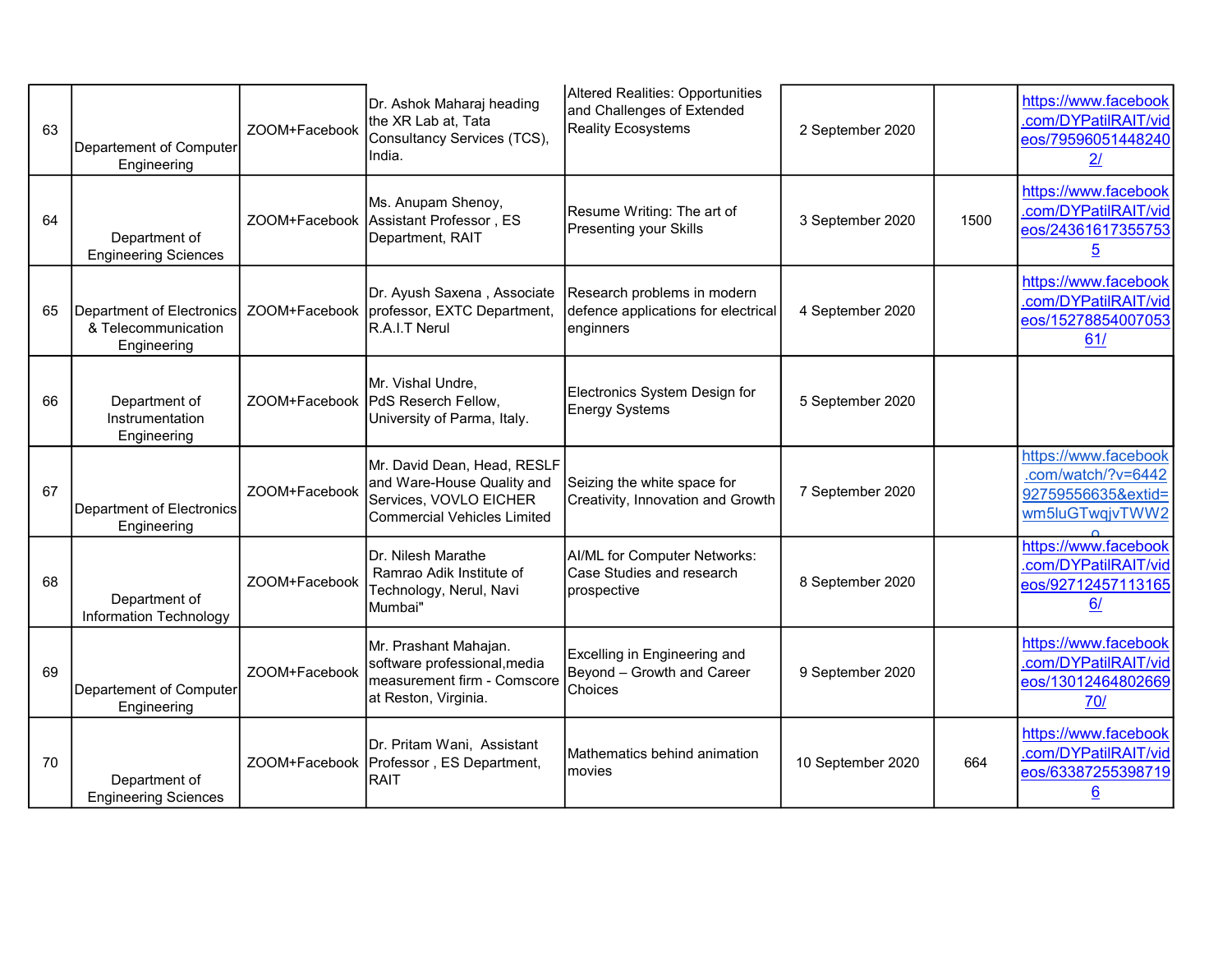| 63 | Departement of Computer Engineering | ZOOM+Facebook | Dr. Ashok Maharaj heading the XR Lab at, Tata Consultancy Services (TCS), India. | Altered Realities: Opportunities and Challenges of Extended Reality Ecosystems | 2 September 2020 | | https://www.facebook.com/DYPatilRAIT/videos/795960514482402/ |
|---|---|---|---|---|---|---|---|
| 64 | Department of Engineering Sciences | ZOOM+Facebook | Ms. Anupam Shenoy, Assistant Professor , ES Department, RAIT | Resume Writing: The art of Presenting your Skills | 3 September 2020 | 1500 | https://www.facebook.com/DYPatilRAIT/videos/243616173557535/ |
| 65 | Department of Electronics & Telecommunication Engineering | ZOOM+Facebook | Dr. Ayush Saxena , Associate professor, EXTC Department, R.A.I.T Nerul | Research problems in modern defence applications for electrical enginners | 4 September 2020 | | https://www.facebook.com/DYPatilRAIT/videos/1527885400705361/ |
| 66 | Department of Instrumentation Engineering | ZOOM+Facebook | Mr. Vishal Undre, PdS Reserch Fellow, University of Parma, Italy. | Electronics System Design for Energy Systems | 5 September 2020 | | |
| 67 | Department of Electronics Engineering | ZOOM+Facebook | Mr. David Dean, Head, RESLF and Ware-House Quality and Services, VOVLO EICHER Commercial Vehicles Limited | Seizing the white space for Creativity, Innovation and Growth | 7 September 2020 | | https://www.facebook.com/watch/?v=644292759556635&extid=wm5luGTwqjvTWW2o |
| 68 | Department of Information Technology | ZOOM+Facebook | Dr. Nilesh Marathe Ramrao Adik Institute of Technology, Nerul, Navi Mumbai" | AI/ML for Computer Networks: Case Studies and research prospective | 8 September 2020 | | https://www.facebook.com/DYPatilRAIT/videos/927124571131656/ |
| 69 | Departement of Computer Engineering | ZOOM+Facebook | Mr. Prashant Mahajan. software professional,media measurement firm - Comscore at Reston, Virginia. | Excelling in Engineering and Beyond – Growth and Career Choices | 9 September 2020 | | https://www.facebook.com/DYPatilRAIT/videos/1301246480266970/ |
| 70 | Department of Engineering Sciences | ZOOM+Facebook | Dr. Pritam Wani, Assistant Professor , ES Department, RAIT | Mathematics behind animation movies | 10 September 2020 | 664 | https://www.facebook.com/DYPatilRAIT/videos/633872553987196 |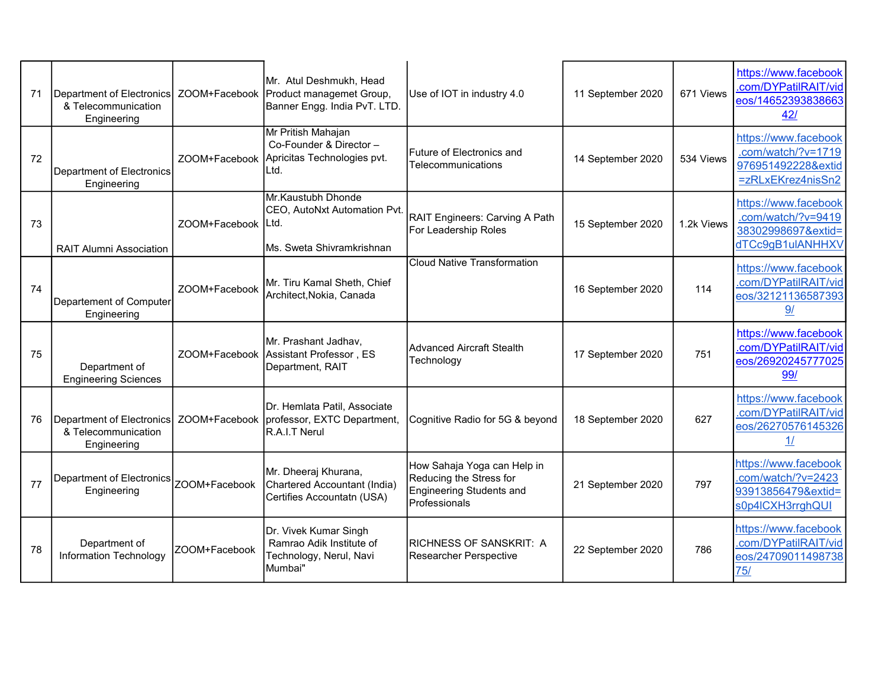| 71 | Department of Electronics & Telecommunication Engineering | ZOOM+Facebook | Mr. Atul Deshmukh, Head Product managemet Group, Banner Engg. India PvT. LTD. | Use of IOT in industry 4.0 | 11 September 2020 | 671 Views | https://www.facebook.com/DYPatilRAIT/videos/1465239383866342/ |
|---|---|---|---|---|---|---|---|
| 72 | Department of Electronics Engineering | ZOOM+Facebook | Mr Pritish Mahajan Co-Founder & Director – Apricitas Technologies pvt. Ltd. | Future of Electronics and Telecommunications | 14 September 2020 | 534 Views | https://www.facebook.com/watch/?v=1719976951492228&extid=zRLxEKrez4nisSn2 |
| 73 | RAIT Alumni Association | ZOOM+Facebook | Mr.Kaustubh Dhonde CEO, AutoNxt Automation Pvt. Ltd. Ms. Sweta Shivramkrishnan | RAIT Engineers: Carving A Path For Leadership Roles | 15 September 2020 | 1.2k Views | https://www.facebook.com/watch/?v=941938302998697&extid=dTCc9gB1uIANHHXV |
| 74 | Departement of Computer Engineering | ZOOM+Facebook | Mr. Tiru Kamal Sheth, Chief Architect,Nokia, Canada | Cloud Native Transformation | 16 September 2020 | 114 | https://www.facebook.com/DYPatilRAIT/videos/321211365873939/ |
| 75 | Department of Engineering Sciences | ZOOM+Facebook | Mr. Prashant Jadhav, Assistant Professor , ES Department, RAIT | Advanced Aircraft Stealth Technology | 17 September 2020 | 751 | https://www.facebook.com/DYPatilRAIT/videos/2692024577702599/ |
| 76 | Department of Electronics & Telecommunication Engineering | ZOOM+Facebook | Dr. Hemlata Patil, Associate professor, EXTC Department, R.A.I.T Nerul | Cognitive Radio for 5G & beyond | 18 September 2020 | 627 | https://www.facebook.com/DYPatilRAIT/videos/262705761453261/ |
| 77 | Department of Electronics Engineering | ZOOM+Facebook | Mr. Dheeraj Khurana, Chartered Accountant (India) Certifies Accountatn (USA) | How Sahaja Yoga can Help in Reducing the Stress for Engineering Students and Professionals | 21 September 2020 | 797 | https://www.facebook.com/watch/?v=242393913856479&extid=s0p4lCXH3rrghQUI |
| 78 | Department of Information Technology | ZOOM+Facebook | Dr. Vivek Kumar Singh Ramrao Adik Institute of Technology, Nerul, Navi Mumbai" | RICHNESS OF SANSKRIT: A Researcher Perspective | 22 September 2020 | 786 | https://www.facebook.com/DYPatilRAIT/videos/2470901149873875/ |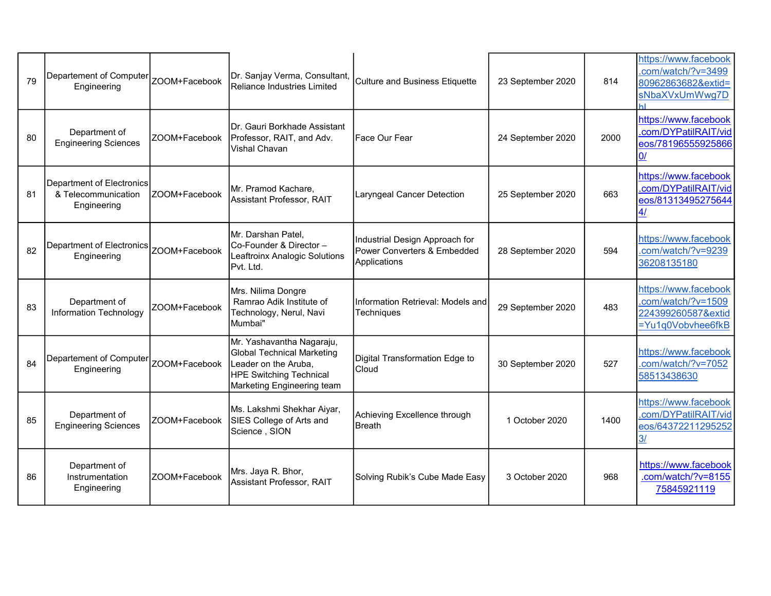| 79 | Departement of Computer Engineering | ZOOM+Facebook | Dr. Sanjay Verma, Consultant, Reliance Industries Limited | Culture and Business Etiquette | 23 September 2020 | 814 | https://www.facebook.com/watch/?v=349980962863682&extid=sNbaXVxUmWwg7Dhl |
|---|---|---|---|---|---|---|---|
| 80 | Department of Engineering Sciences | ZOOM+Facebook | Dr. Gauri Borkhade Assistant Professor, RAIT, and Adv. Vishal Chavan | Face Our Fear | 24 September 2020 | 2000 | https://www.facebook.com/DYPatilRAIT/videos/781965559258660/ |
| 81 | Department of Electronics & Telecommunication Engineering | ZOOM+Facebook | Mr. Pramod Kachare, Assistant Professor, RAIT | Laryngeal Cancer Detection | 25 September 2020 | 663 | https://www.facebook.com/DYPatilRAIT/videos/813134952756444/ |
| 82 | Department of Electronics Engineering | ZOOM+Facebook | Mr. Darshan Patel, Co-Founder & Director – Leaftroinx Analogic Solutions Pvt. Ltd. | Industrial Design Approach for Power Converters & Embedded Applications | 28 September 2020 | 594 | https://www.facebook.com/watch/?v=923936208135180 |
| 83 | Department of Information Technology | ZOOM+Facebook | Mrs. Nilima Dongre Ramrao Adik Institute of Technology, Nerul, Navi Mumbai" | Information Retrieval: Models and Techniques | 29 September 2020 | 483 | https://www.facebook.com/watch/?v=1509224399260587&extid=Yu1q0Vobvhee6fkB |
| 84 | Departement of Computer Engineering | ZOOM+Facebook | Mr. Yashavantha Nagaraju, Global Technical Marketing Leader on the Aruba, HPE Switching Technical Marketing Engineering team | Digital Transformation Edge to Cloud | 30 September 2020 | 527 | https://www.facebook.com/watch/?v=705258513438630 |
| 85 | Department of Engineering Sciences | ZOOM+Facebook | Ms. Lakshmi Shekhar Aiyar, SIES College of Arts and Science , SION | Achieving Excellence through Breath | 1 October 2020 | 1400 | https://www.facebook.com/DYPatilRAIT/videos/643722112952523/ |
| 86 | Department of Instrumentation Engineering | ZOOM+Facebook | Mrs. Jaya R. Bhor, Assistant Professor, RAIT | Solving Rubik's Cube Made Easy | 3 October 2020 | 968 | https://www.facebook.com/watch/?v=815575845921119 |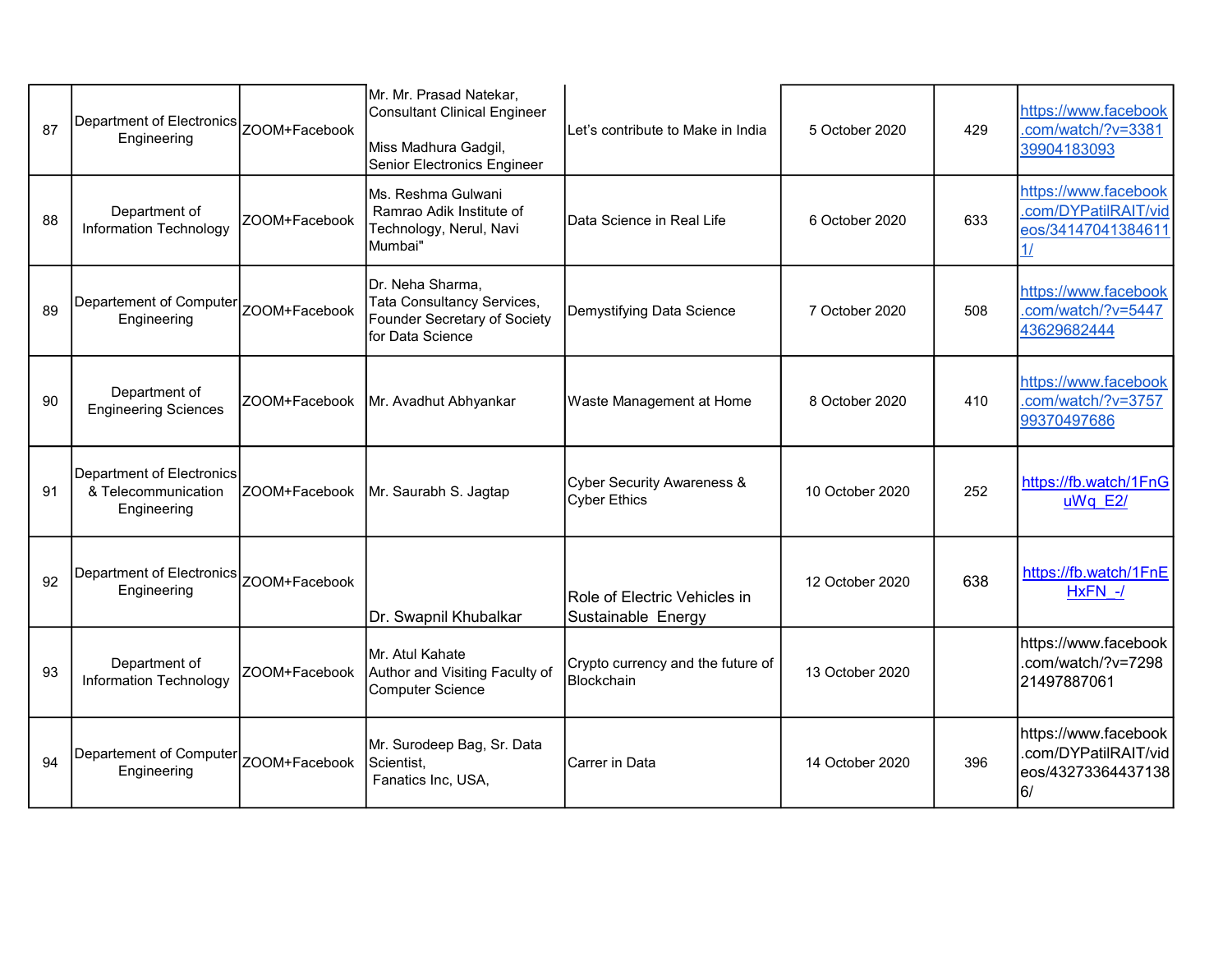| 87 | Department of Electronics Engineering | ZOOM+Facebook | Mr. Mr. Prasad Natekar, Consultant Clinical Engineer<br><br>Miss Madhura Gadgil, Senior Electronics Engineer | Let's contribute to Make in India | 5 October 2020 | 429 | https://www.facebook.com/watch/?v=338139904183093 |
|---|---|---|---|---|---|---|---|
| 88 | Department of Information Technology | ZOOM+Facebook | Ms. Reshma Gulwani Ramrao Adik Institute of Technology, Nerul, Navi Mumbai" | Data Science in Real Life | 6 October 2020 | 633 | https://www.facebook.com/DYPatilRAIT/videos/341470413846111/ |
| 89 | Departement of Computer Engineering | ZOOM+Facebook | Dr. Neha Sharma, Tata Consultancy Services, Founder Secretary of Society for Data Science | Demystifying Data Science | 7 October 2020 | 508 | https://www.facebook.com/watch/?v=544743629682444 |
| 90 | Department of Engineering Sciences | ZOOM+Facebook | Mr. Avadhut Abhyankar | Waste Management at Home | 8 October 2020 | 410 | https://www.facebook.com/watch/?v=375799370497686 |
| 91 | Department of Electronics & Telecommunication Engineering | ZOOM+Facebook | Mr. Saurabh S. Jagtap | Cyber Security Awareness & Cyber Ethics | 10 October 2020 | 252 | https://fb.watch/1FnGuWq_E2/ |
| 92 | Department of Electronics Engineering | ZOOM+Facebook | Dr. Swapnil Khubalkar | Role of Electric Vehicles in Sustainable Energy | 12 October 2020 | 638 | https://fb.watch/1FnEHxFN_-/ |
| 93 | Department of Information Technology | ZOOM+Facebook | Mr. Atul Kahate Author and Visiting Faculty of Computer Science | Crypto currency and the future of Blockchain | 13 October 2020 | | https://www.facebook.com/watch/?v=729821497887061 |
| 94 | Departement of Computer Engineering | ZOOM+Facebook | Mr. Surodeep Bag, Sr. Data Scientist, Fanatics Inc, USA, | Carrer in Data | 14 October 2020 | 396 | https://www.facebook.com/DYPatilRAIT/videos/432733644371386/ |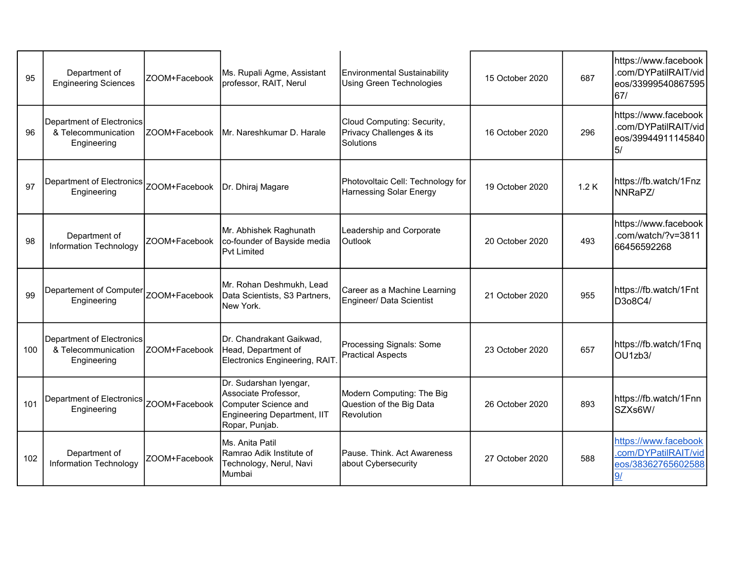| 95 | Department of Engineering Sciences | ZOOM+Facebook | Ms. Rupali Agme, Assistant professor, RAIT, Nerul | Environmental Sustainability Using Green Technologies | 15 October 2020 | 687 | https://www.facebook.com/DYPatilRAIT/videos/3399954086759567/ |
|---|---|---|---|---|---|---|---|
| 96 | Department of Electronics & Telecommunication Engineering | ZOOM+Facebook | Mr. Nareshkumar D. Harale | Cloud Computing: Security, Privacy Challenges & its Solutions | 16 October 2020 | 296 | https://www.facebook.com/DYPatilRAIT/videos/399449111458405/ |
| 97 | Department of Electronics Engineering | ZOOM+Facebook | Dr. Dhiraj Magare | Photovoltaic Cell: Technology for Harnessing Solar Energy | 19 October 2020 | 1.2 K | https://fb.watch/1FnzNNRaPZ/ |
| 98 | Department of Information Technology | ZOOM+Facebook | Mr. Abhishek Raghunath co-founder of Bayside media Pvt Limited | Leadership and Corporate Outlook | 20 October 2020 | 493 | https://www.facebook.com/watch/?v=381166456592268 |
| 99 | Departement of Computer Engineering | ZOOM+Facebook | Mr. Rohan Deshmukh, Lead Data Scientists, S3 Partners, New York. | Career as a Machine Learning Engineer/ Data Scientist | 21 October 2020 | 955 | https://fb.watch/1FntD3o8C4/ |
| 100 | Department of Electronics & Telecommunication Engineering | ZOOM+Facebook | Dr. Chandrakant Gaikwad, Head, Department of Electronics Engineering, RAIT. | Processing Signals: Some Practical Aspects | 23 October 2020 | 657 | https://fb.watch/1FnqOU1zb3/ |
| 101 | Department of Electronics Engineering | ZOOM+Facebook | Dr. Sudarshan Iyengar, Associate Professor, Computer Science and Engineering Department, IIT Ropar, Punjab. | Modern Computing: The Big Question of the Big Data Revolution | 26 October 2020 | 893 | https://fb.watch/1FnnSZXs6W/ |
| 102 | Department of Information Technology | ZOOM+Facebook | Ms. Anita Patil Ramrao Adik Institute of Technology, Nerul, Navi Mumbai | Pause. Think. Act Awareness about Cybersecurity | 27 October 2020 | 588 | https://www.facebook.com/DYPatilRAIT/videos/383627656025889/ |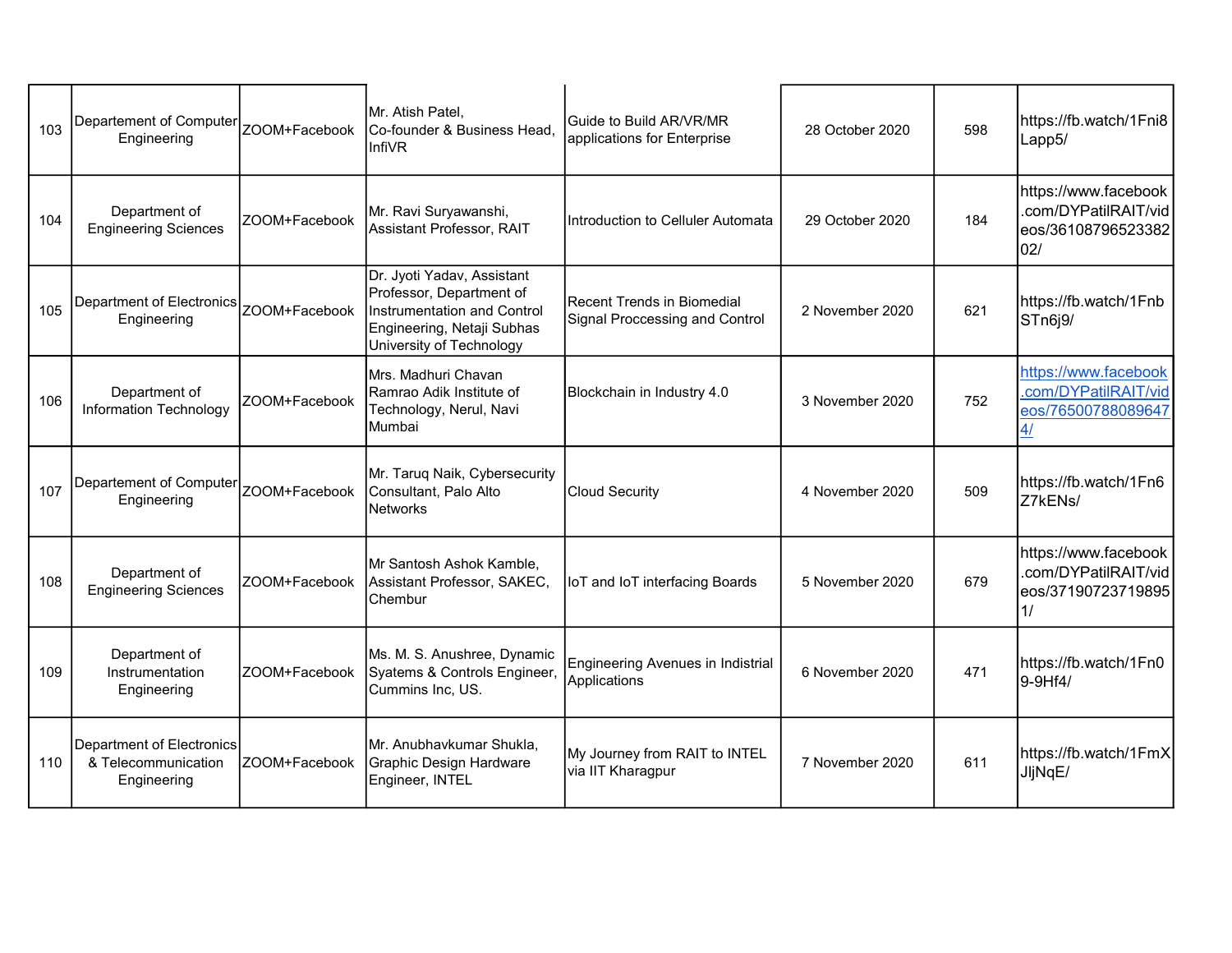| 103 | Departement of Computer Engineering | ZOOM+Facebook | Mr. Atish Patel, Co-founder & Business Head, InfiVR | Guide to Build AR/VR/MR applications for Enterprise | 28 October 2020 | 598 | https://fb.watch/1Fni8Lapp5/ |
|---|---|---|---|---|---|---|---|
| 104 | Department of Engineering Sciences | ZOOM+Facebook | Mr. Ravi Suryawanshi, Assistant Professor, RAIT | Introduction to Celluler Automata | 29 October 2020 | 184 | https://www.facebook.com/DYPatilRAIT/videos/3610879652338202/ |
| 105 | Department of Electronics Engineering | ZOOM+Facebook | Dr. Jyoti Yadav, Assistant Professor, Department of Instrumentation and Control Engineering, Netaji Subhas University of Technology | Recent Trends in Biomedial Signal Proccessing and Control | 2 November 2020 | 621 | https://fb.watch/1FnbSTn6j9/ |
| 106 | Department of Information Technology | ZOOM+Facebook | Mrs. Madhuri Chavan Ramrao Adik Institute of Technology, Nerul, Navi Mumbai | Blockchain in Industry 4.0 | 3 November 2020 | 752 | https://www.facebook.com/DYPatilRAIT/videos/765007880896474/ |
| 107 | Departement of Computer Engineering | ZOOM+Facebook | Mr. Taruq Naik, Cybersecurity Consultant, Palo Alto Networks | Cloud Security | 4 November 2020 | 509 | https://fb.watch/1Fn6Z7kENs/ |
| 108 | Department of Engineering Sciences | ZOOM+Facebook | Mr Santosh Ashok Kamble, Assistant Professor, SAKEC, Chembur | IoT and IoT interfacing Boards | 5 November 2020 | 679 | https://www.facebook.com/DYPatilRAIT/videos/371907237198951/ |
| 109 | Department of Instrumentation Engineering | ZOOM+Facebook | Ms. M. S. Anushree, Dynamic Syatems & Controls Engineer, Cummins Inc, US. | Engineering Avenues in Indistrial Applications | 6 November 2020 | 471 | https://fb.watch/1Fn09-9Hf4/ |
| 110 | Department of Electronics & Telecommunication Engineering | ZOOM+Facebook | Mr. Anubhavkumar Shukla, Graphic Design Hardware Engineer, INTEL | My Journey from RAIT to INTEL via IIT Kharagpur | 7 November 2020 | 611 | https://fb.watch/1FmXJljNqE/ |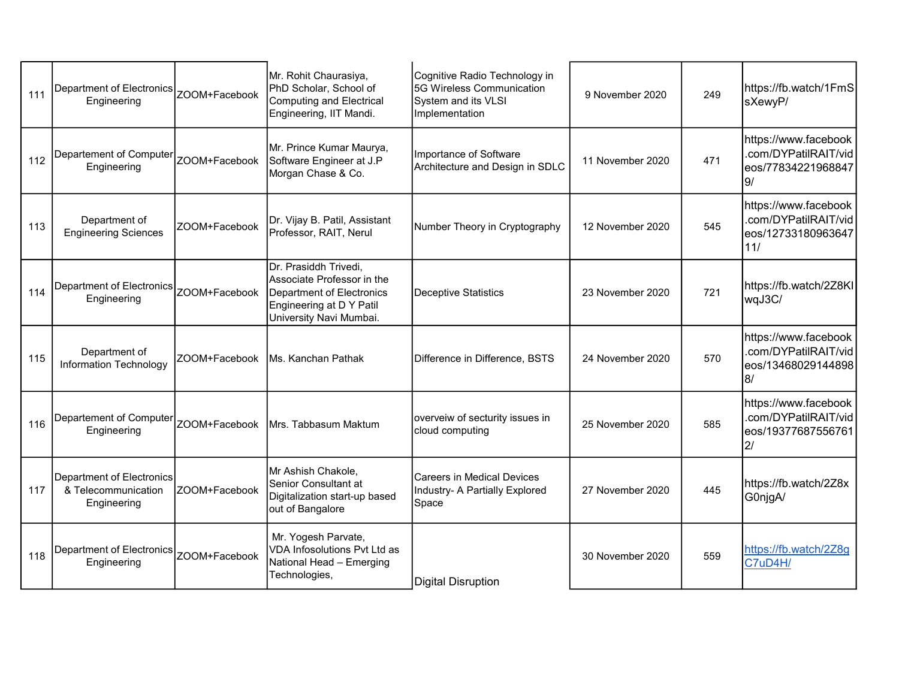| 111 | Department of Electronics Engineering | ZOOM+Facebook | Mr. Rohit Chaurasiya, PhD Scholar, School of Computing and Electrical Engineering, IIT Mandi. | Cognitive Radio Technology in 5G Wireless Communication System and its VLSI Implementation | 9 November 2020 | 249 | https://fb.watch/1FmSsXewyP/ |
|---|---|---|---|---|---|---|---|
| 112 | Departement of Computer Engineering | ZOOM+Facebook | Mr. Prince Kumar Maurya, Software Engineer at J.P Morgan Chase & Co. | Importance of Software Architecture and Design in SDLC | 11 November 2020 | 471 | https://www.facebook.com/DYPatilRAIT/videos/778342219688479/ |
| 113 | Department of Engineering Sciences | ZOOM+Facebook | Dr. Vijay B. Patil, Assistant Professor, RAIT, Nerul | Number Theory in Cryptography | 12 November 2020 | 545 | https://www.facebook.com/DYPatilRAIT/videos/1273318096364711/ |
| 114 | Department of Electronics Engineering | ZOOM+Facebook | Dr. Prasiddh Trivedi, Associate Professor in the Department of Electronics Engineering at D Y Patil University Navi Mumbai. | Deceptive Statistics | 23 November 2020 | 721 | https://fb.watch/2Z8KIwqJ3C/ |
| 115 | Department of Information Technology | ZOOM+Facebook | Ms. Kanchan Pathak | Difference in Difference, BSTS | 24 November 2020 | 570 | https://www.facebook.com/DYPatilRAIT/videos/134680291448988/ |
| 116 | Departement of Computer Engineering | ZOOM+Facebook | Mrs. Tabbasum Maktum | overveiw of sectурity issues in cloud computing | 25 November 2020 | 585 | https://www.facebook.com/DYPatilRAIT/videos/193776875567612/ |
| 117 | Department of Electronics & Telecommunication Engineering | ZOOM+Facebook | Mr Ashish Chakole, Senior Consultant at Digitalization start-up based out of Bangalore | Careers in Medical Devices Industry- A Partially Explored Space | 27 November 2020 | 445 | https://fb.watch/2Z8xG0njgA/ |
| 118 | Department of Electronics Engineering | ZOOM+Facebook | Mr. Yogesh Parvate, VDA Infosolutions Pvt Ltd as National Head – Emerging Technologies, | Digital Disruption | 30 November 2020 | 559 | https://fb.watch/2Z8gC7uD4H/ |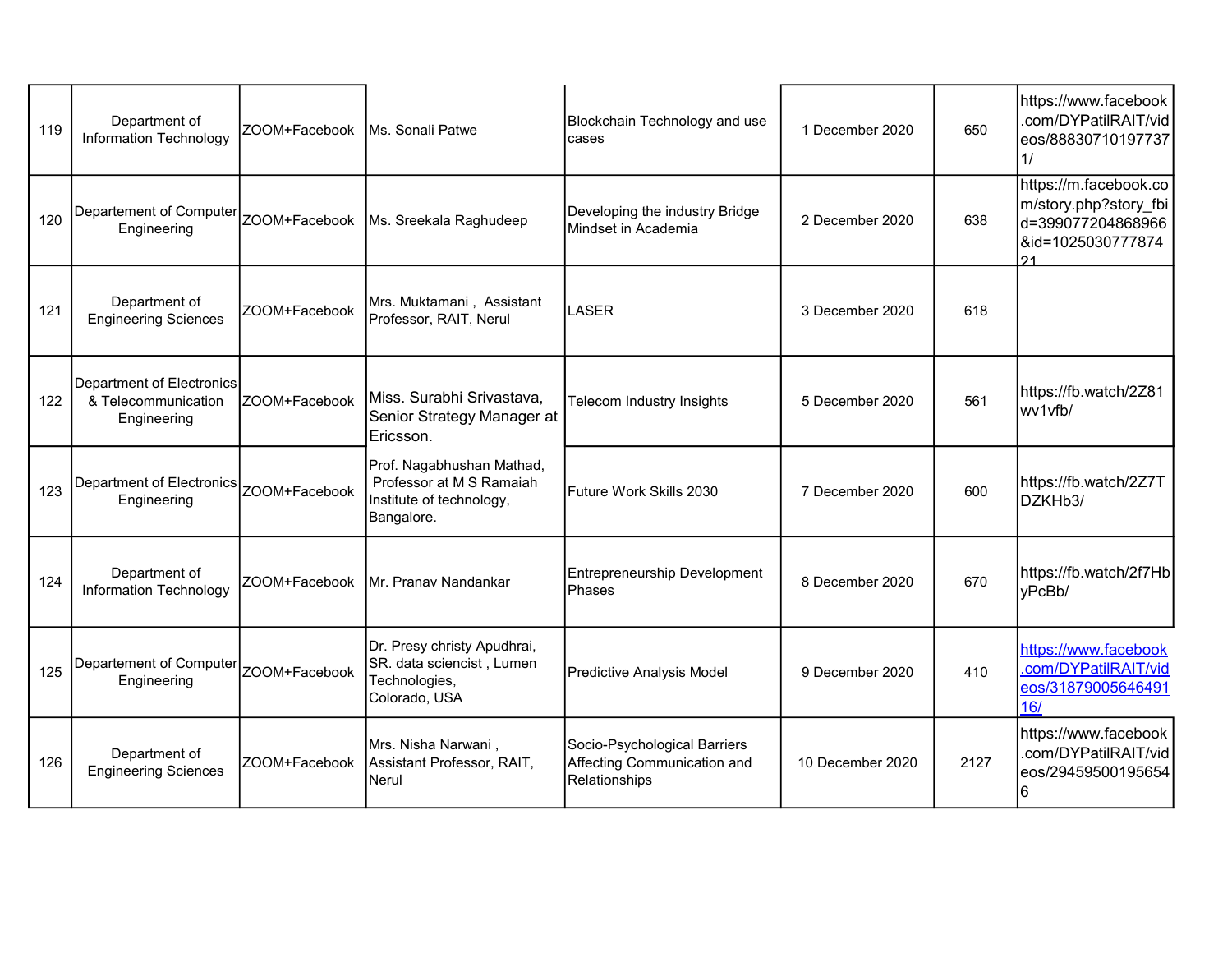| 119 | Department of Information Technology | ZOOM+Facebook | Ms. Sonali Patwe | Blockchain Technology and use cases | 1 December 2020 | 650 | https://www.facebook.com/DYPatilRAIT/videos/888307101977371/ |
|---|---|---|---|---|---|---|---|
| 120 | Departement of Computer Engineering | ZOOM+Facebook | Ms. Sreekala Raghudeep | Developing the industry Bridge Mindset in Academia | 2 December 2020 | 638 | https://m.facebook.com/story.php?story_fbid=399077204868966&id=102503077787421 |
| 121 | Department of Engineering Sciences | ZOOM+Facebook | Mrs. Muktamani , Assistant Professor, RAIT, Nerul | LASER | 3 December 2020 | 618 | |
| 122 | Department of Electronics & Telecommunication Engineering | ZOOM+Facebook | Miss. Surabhi Srivastava, Senior Strategy Manager at Ericsson. | Telecom Industry Insights | 5 December 2020 | 561 | https://fb.watch/2Z81wv1vfb/ |
| 123 | Department of Electronics Engineering | ZOOM+Facebook | Prof. Nagabhushan Mathad, Professor at M S Ramaiah Institute of technology, Bangalore. | Future Work Skills 2030 | 7 December 2020 | 600 | https://fb.watch/2Z7TDZKHb3/ |
| 124 | Department of Information Technology | ZOOM+Facebook | Mr. Pranav Nandankar | Entrepreneurship Development Phases | 8 December 2020 | 670 | https://fb.watch/2f7HbyPcBb/ |
| 125 | Departement of Computer Engineering | ZOOM+Facebook | Dr. Presy christy Apudhrai, SR. data sciencist , Lumen Technologies, Colorado, USA | Predictive Analysis Model | 9 December 2020 | 410 | https://www.facebook.com/DYPatilRAIT/videos/3187900564649116/ |
| 126 | Department of Engineering Sciences | ZOOM+Facebook | Mrs. Nisha Narwani , Assistant Professor, RAIT, Nerul | Socio-Psychological Barriers Affecting Communication and Relationships | 10 December 2020 | 2127 | https://www.facebook.com/DYPatilRAIT/videos/294595001956546 |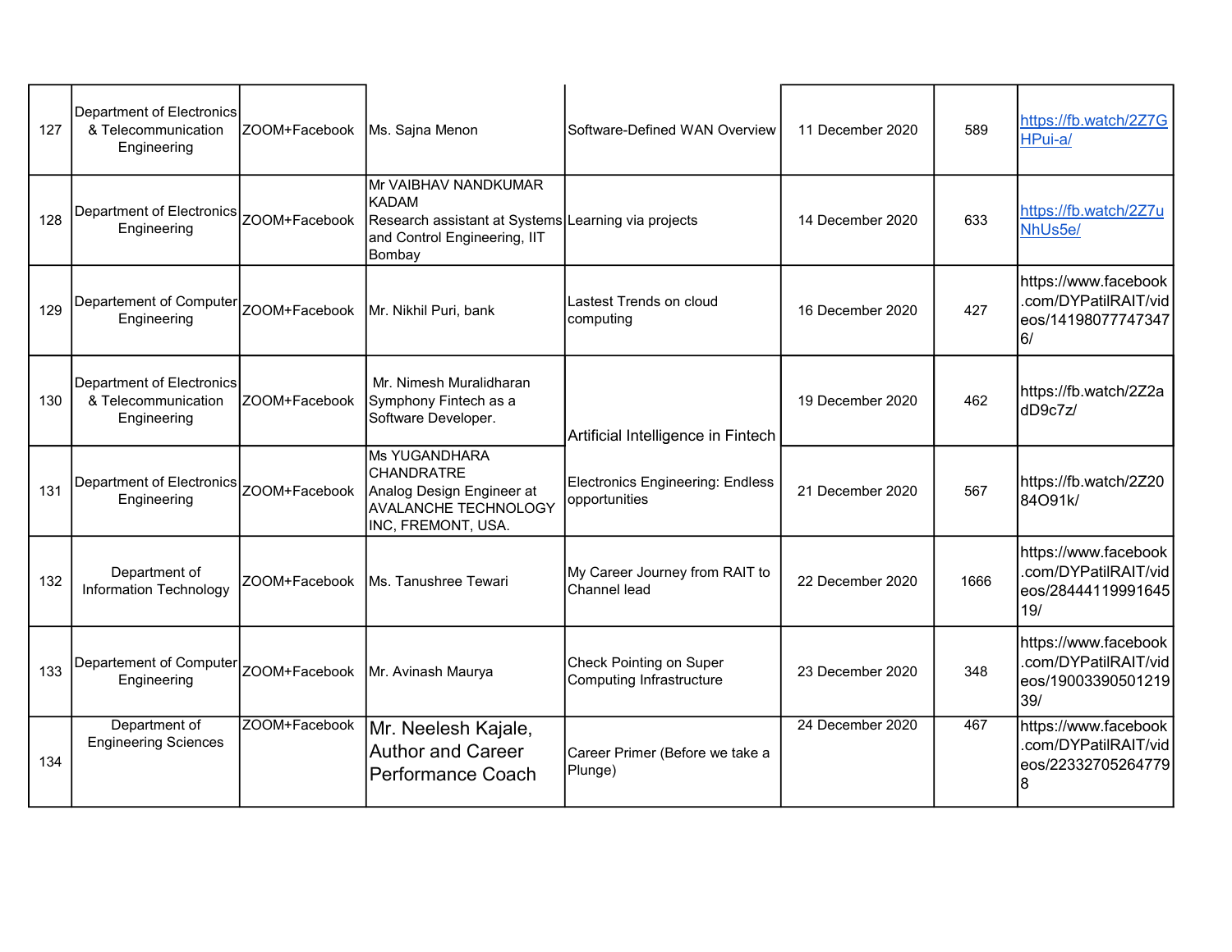| | | | | | | | |
|---|---|---|---|---|---|---|---|
| 127 | Department of Electronics & Telecommunication Engineering | ZOOM+Facebook | Ms. Sajna Menon | Software-Defined WAN Overview | 11 December 2020 | 589 | https://fb.watch/2Z7GHPui-a/ |
| 128 | Department of Electronics Engineering | ZOOM+Facebook | Mr VAIBHAV NANDKUMAR KADAM Research assistant at Systems and Control Engineering, IIT Bombay | Learning via projects | 14 December 2020 | 633 | https://fb.watch/2Z7uNhUs5e/ |
| 129 | Departement of Computer Engineering | ZOOM+Facebook | Mr. Nikhil Puri, bank | Lastest Trends on cloud computing | 16 December 2020 | 427 | https://www.facebook.com/DYPatilRAIT/videos/141980777473476/ |
| 130 | Department of Electronics & Telecommunication Engineering | ZOOM+Facebook | Mr. Nimesh Muralidharan Symphony Fintech as a Software Developer. | Artificial Intelligence in Fintech | 19 December 2020 | 462 | https://fb.watch/2Z2adD9c7z/ |
| 131 | Department of Electronics Engineering | ZOOM+Facebook | Ms YUGANDHARA CHANDRATRE Analog Design Engineer at AVALANCHE TECHNOLOGY INC, FREMONT, USA. | Electronics Engineering: Endless opportunities | 21 December 2020 | 567 | https://fb.watch/2Z2084O91k/ |
| 132 | Department of Information Technology | ZOOM+Facebook | Ms. Tanushree Tewari | My Career Journey from RAIT to Channel lead | 22 December 2020 | 1666 | https://www.facebook.com/DYPatilRAIT/videos/2844411999164519/ |
| 133 | Departement of Computer Engineering | ZOOM+Facebook | Mr. Avinash Maurya | Check Pointing on Super Computing Infrastructure | 23 December 2020 | 348 | https://www.facebook.com/DYPatilRAIT/videos/1900339050121939/ |
| 134 | Department of Engineering Sciences | ZOOM+Facebook | Mr. Neelesh Kajale, Author and Career Performance Coach | Career Primer (Before we take a Plunge) | 24 December 2020 | 467 | https://www.facebook.com/DYPatilRAIT/videos/223327052647798 |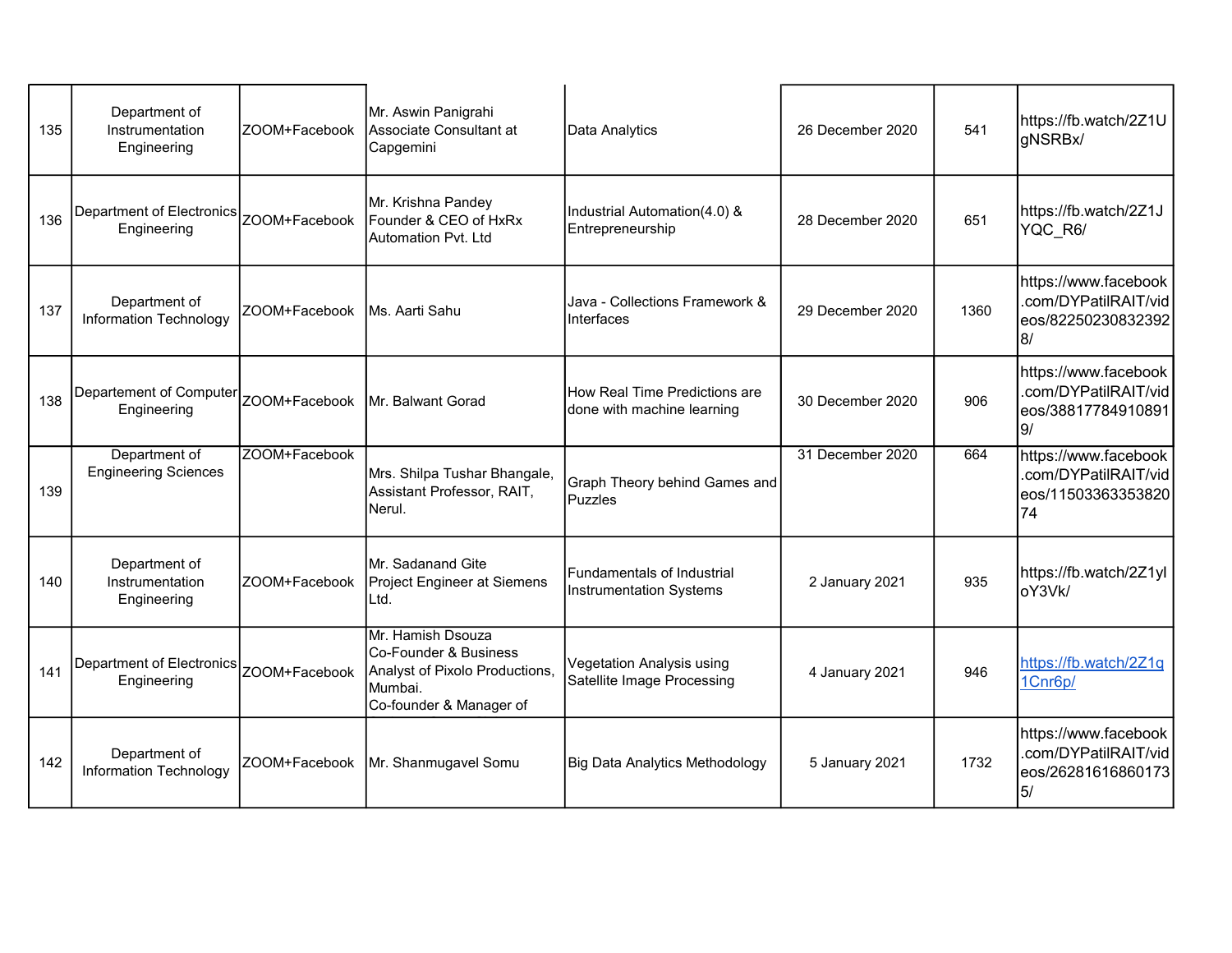| | | | | | | | |
|---|---|---|---|---|---|---|---|
| 135 | Department of Instrumentation Engineering | ZOOM+Facebook | Mr. Aswin Panigrahi Associate Consultant at Capgemini | Data Analytics | 26 December 2020 | 541 | https://fb.watch/2Z1UgNSRBx/ |
| 136 | Department of Electronics Engineering | ZOOM+Facebook | Mr. Krishna Pandey Founder & CEO of HxRx Automation Pvt. Ltd | Industrial Automation(4.0) & Entrepreneurship | 28 December 2020 | 651 | https://fb.watch/2Z1JYQC_R6/ |
| 137 | Department of Information Technology | ZOOM+Facebook | Ms. Aarti Sahu | Java - Collections Framework & Interfaces | 29 December 2020 | 1360 | https://www.facebook.com/DYPatilRAIT/videos/822502308323928/ |
| 138 | Departement of Computer Engineering | ZOOM+Facebook | Mr. Balwant Gorad | How Real Time Predictions are done with machine learning | 30 December 2020 | 906 | https://www.facebook.com/DYPatilRAIT/videos/388177849108919/ |
| 139 | Department of Engineering Sciences | ZOOM+Facebook | Mrs. Shilpa Tushar Bhangale, Assistant Professor, RAIT, Nerul. | Graph Theory behind Games and Puzzles | 31 December 2020 | 664 | https://www.facebook.com/DYPatilRAIT/videos/1150336335382074 |
| 140 | Department of Instrumentation Engineering | ZOOM+Facebook | Mr. Sadanand Gite Project Engineer at Siemens Ltd. | Fundamentals of Industrial Instrumentation Systems | 2 January 2021 | 935 | https://fb.watch/2Z1yloY3Vk/ |
| 141 | Department of Electronics Engineering | ZOOM+Facebook | Mr. Hamish Dsouza Co-Founder & Business Analyst of Pixolo Productions, Mumbai. Co-founder & Manager of | Vegetation Analysis using Satellite Image Processing | 4 January 2021 | 946 | https://fb.watch/2Z1q1Cnr6p/ |
| 142 | Department of Information Technology | ZOOM+Facebook | Mr. Shanmugavel Somu | Big Data Analytics Methodology | 5 January 2021 | 1732 | https://www.facebook.com/DYPatilRAIT/videos/262816168601735/ |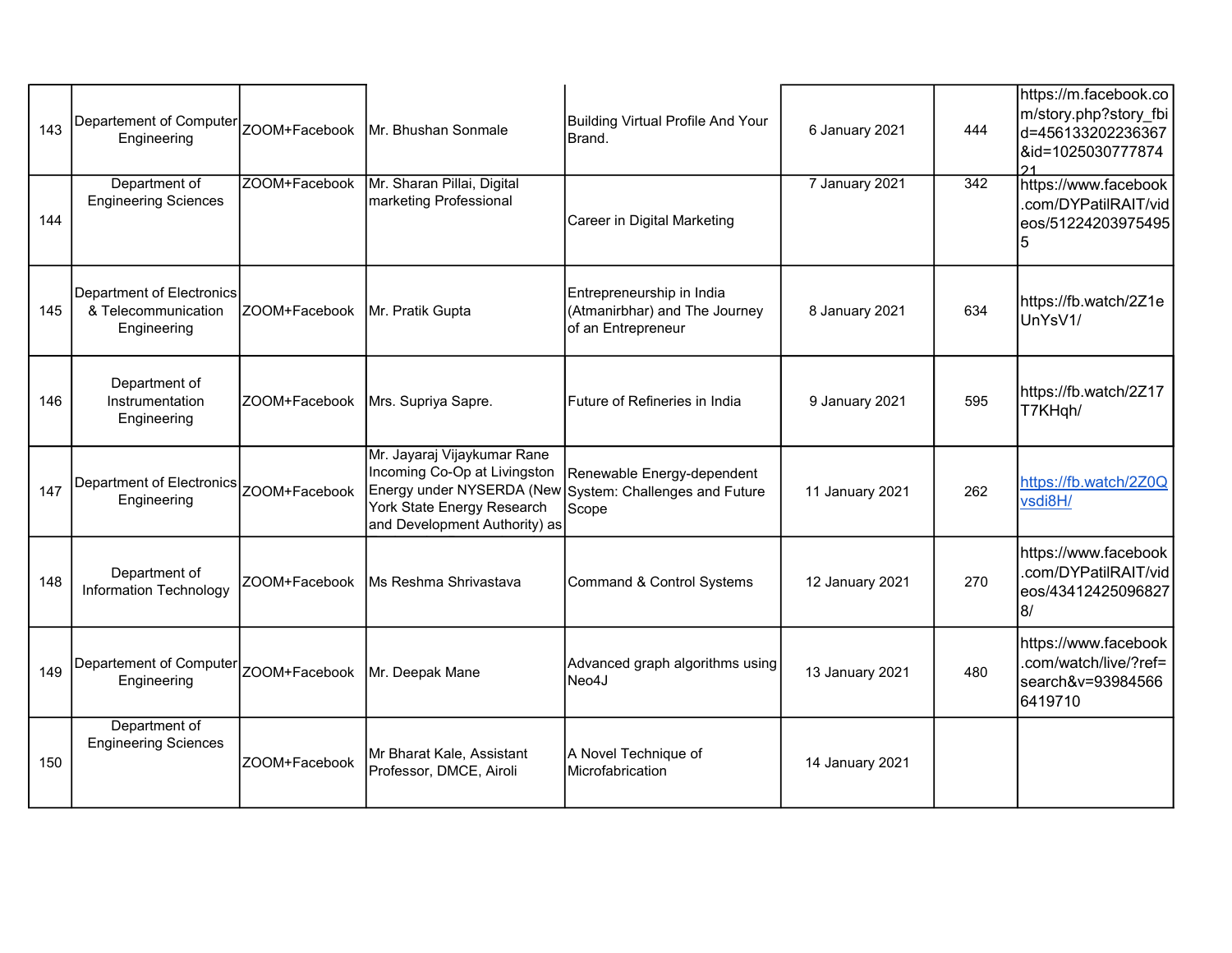| | | | | | | | |
|---|---|---|---|---|---|---|---|
| 143 | Departement of Computer Engineering | ZOOM+Facebook | Mr. Bhushan Sonmale | Building Virtual Profile And Your Brand. | 6 January 2021 | 444 | https://m.facebook.com/story.php?story_fbid=456133202236367&id=102503077787421 |
| 144 | Department of Engineering Sciences | ZOOM+Facebook | Mr. Sharan Pillai, Digital marketing Professional | Career in Digital Marketing | 7 January 2021 | 342 | https://www.facebook.com/DYPatilRAIT/videos/512242039754955 |
| 145 | Department of Electronics & Telecommunication Engineering | ZOOM+Facebook | Mr. Pratik Gupta | Entrepreneurship in India (Atmanirbhar) and The Journey of an Entrepreneur | 8 January 2021 | 634 | https://fb.watch/2Z1eUnYsV1/ |
| 146 | Department of Instrumentation Engineering | ZOOM+Facebook | Mrs. Supriya Sapre. | Future of Refineries in India | 9 January 2021 | 595 | https://fb.watch/2Z17T7KHqh/ |
| 147 | Department of Electronics Engineering | ZOOM+Facebook | Mr. Jayaraj Vijaykumar Rane Incoming Co-Op at Livingston Energy under NYSERDA (New York State Energy Research and Development Authority) as | Renewable Energy-dependent System: Challenges and Future Scope | 11 January 2021 | 262 | https://fb.watch/2Z0Qvsdi8H/ |
| 148 | Department of Information Technology | ZOOM+Facebook | Ms Reshma Shrivastava | Command & Control Systems | 12 January 2021 | 270 | https://www.facebook.com/DYPatilRAIT/videos/434124250968278/ |
| 149 | Departement of Computer Engineering | ZOOM+Facebook | Mr. Deepak Mane | Advanced graph algorithms using Neo4J | 13 January 2021 | 480 | https://www.facebook.com/watch/live/?ref=search&v=939845666419710 |
| 150 | Department of Engineering Sciences | ZOOM+Facebook | Mr Bharat Kale, Assistant Professor, DMCE, Airoli | A Novel Technique of Microfabrication | 14 January 2021 | | |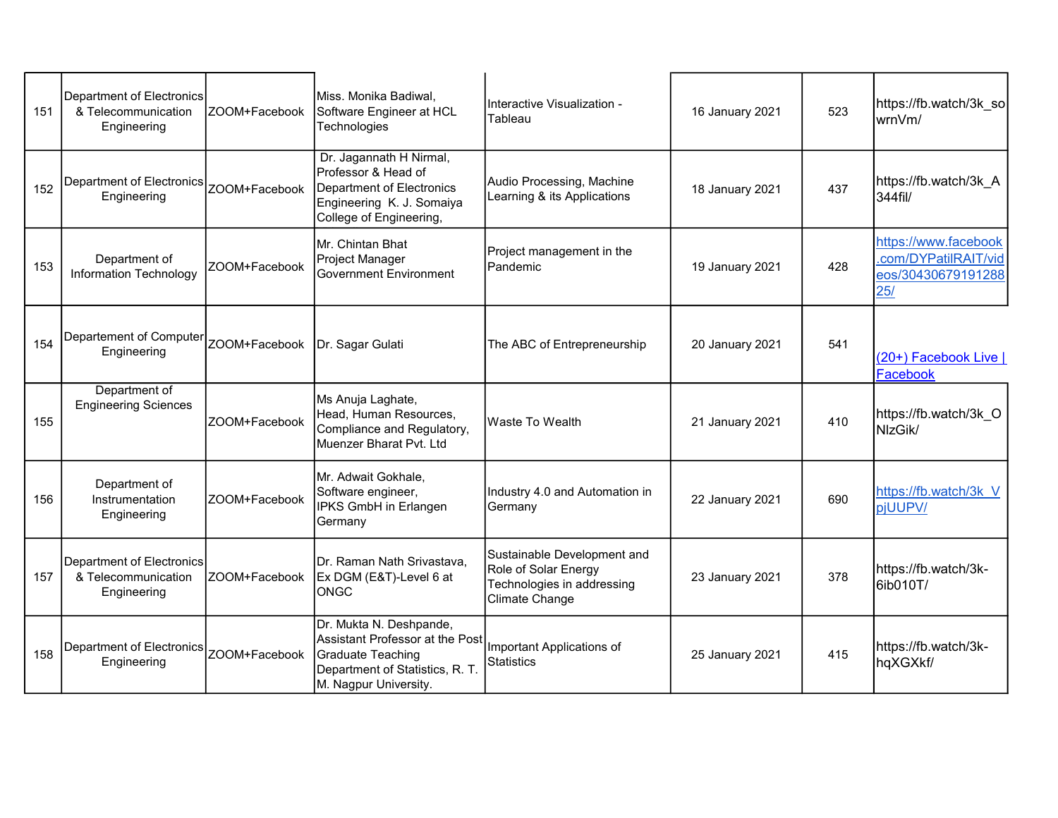| | | | | | | | |
|---|---|---|---|---|---|---|---|
| 151 | Department of Electronics & Telecommunication Engineering | ZOOM+Facebook | Miss. Monika Badiwal, Software Engineer at HCL Technologies | Interactive Visualization - Tableau | 16 January 2021 | 523 | https://fb.watch/3k_sowrnVm/ |
| 152 | Department of Electronics Engineering | ZOOM+Facebook | Dr. Jagannath H Nirmal, Professor & Head of Department of Electronics Engineering K. J. Somaiya College of Engineering, | Audio Processing, Machine Learning & its Applications | 18 January 2021 | 437 | https://fb.watch/3k_A344fil/ |
| 153 | Department of Information Technology | ZOOM+Facebook | Mr. Chintan Bhat Project Manager Government Environment | Project management in the Pandemic | 19 January 2021 | 428 | https://www.facebook.com/DYPatilRAIT/videos/3043067919128825/ |
| 154 | Departement of Computer Engineering | ZOOM+Facebook | Dr. Sagar Gulati | The ABC of Entrepreneurship | 20 January 2021 | 541 | (20+) Facebook Live \| Facebook |
| 155 | Department of Engineering Sciences | ZOOM+Facebook | Ms Anuja Laghate, Head, Human Resources, Compliance and Regulatory, Muenzer Bharat Pvt. Ltd | Waste To Wealth | 21 January 2021 | 410 | https://fb.watch/3k_ONlzGik/ |
| 156 | Department of Instrumentation Engineering | ZOOM+Facebook | Mr. Adwait Gokhale, Software engineer, IPKS GmbH in Erlangen Germany | Industry 4.0 and Automation in Germany | 22 January 2021 | 690 | https://fb.watch/3k_VpjUUPV/ |
| 157 | Department of Electronics & Telecommunication Engineering | ZOOM+Facebook | Dr. Raman Nath Srivastava, Ex DGM (E&T)-Level 6 at ONGC | Sustainable Development and Role of Solar Energy Technologies in addressing Climate Change | 23 January 2021 | 378 | https://fb.watch/3k-6ib010T/ |
| 158 | Department of Electronics Engineering | ZOOM+Facebook | Dr. Mukta N. Deshpande, Assistant Professor at the Post Graduate Teaching Department of Statistics, R. T. M. Nagpur University. | Important Applications of Statistics | 25 January 2021 | 415 | https://fb.watch/3k-hqXGXkf/ |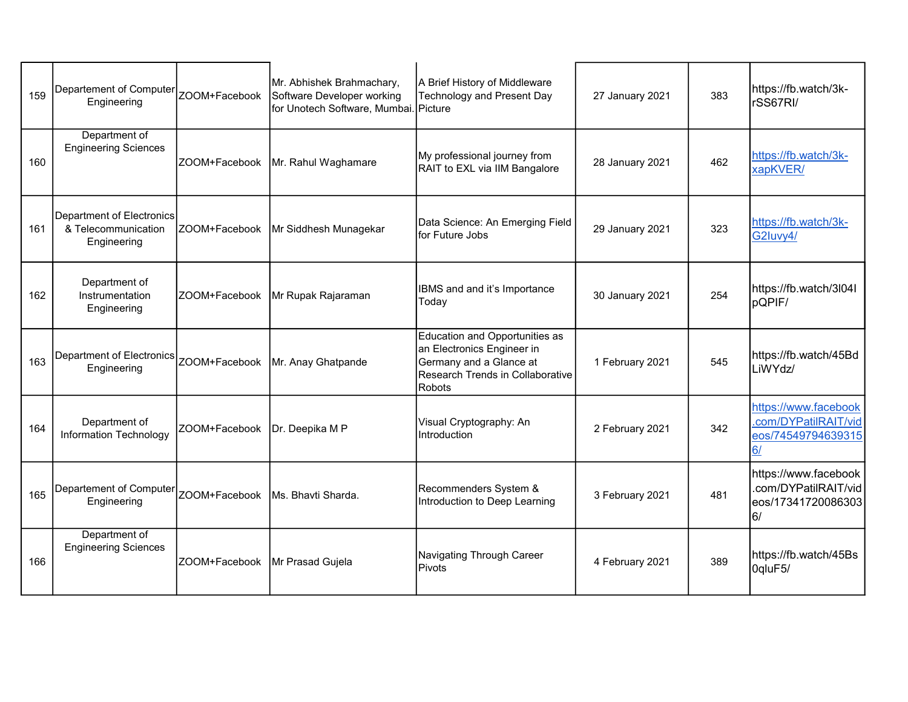| | | | | | | | |
|---|---|---|---|---|---|---|---|
| 159 | Departement of Computer Engineering | ZOOM+Facebook | Mr. Abhishek Brahmachary, Software Developer working for Unotech Software, Mumbai. | A Brief History of Middleware Technology and Present Day Picture | 27 January 2021 | 383 | https://fb.watch/3k-rSS67RI/ |
| 160 | Department of Engineering Sciences | ZOOM+Facebook | Mr. Rahul Waghamare | My professional journey from RAIT to EXL via IIM Bangalore | 28 January 2021 | 462 | https://fb.watch/3k-xapKVER/ |
| 161 | Department of Electronics & Telecommunication Engineering | ZOOM+Facebook | Mr Siddhesh Munagekar | Data Science: An Emerging Field for Future Jobs | 29 January 2021 | 323 | https://fb.watch/3k-G2luvy4/ |
| 162 | Department of Instrumentation Engineering | ZOOM+Facebook | Mr Rupak Rajaraman | IBMS and and it's Importance Today | 30 January 2021 | 254 | https://fb.watch/3l04IpQPIF/ |
| 163 | Department of Electronics Engineering | ZOOM+Facebook | Mr. Anay Ghatpande | Education and Opportunities as an Electronics Engineer in Germany and a Glance at Research Trends in Collaborative Robots | 1 February 2021 | 545 | https://fb.watch/45BdLiWYdz/ |
| 164 | Department of Information Technology | ZOOM+Facebook | Dr. Deepika M P | Visual Cryptography: An Introduction | 2 February 2021 | 342 | https://www.facebook.com/DYPatilRAIT/videos/745497946393156/ |
| 165 | Departement of Computer Engineering | ZOOM+Facebook | Ms. Bhavti Sharda. | Recommenders System & Introduction to Deep Learning | 3 February 2021 | 481 | https://www.facebook.com/DYPatilRAIT/videos/173417200863036/ |
| 166 | Department of Engineering Sciences | ZOOM+Facebook | Mr Prasad Gujela | Navigating Through Career Pivots | 4 February 2021 | 389 | https://fb.watch/45Bs0qluF5/ |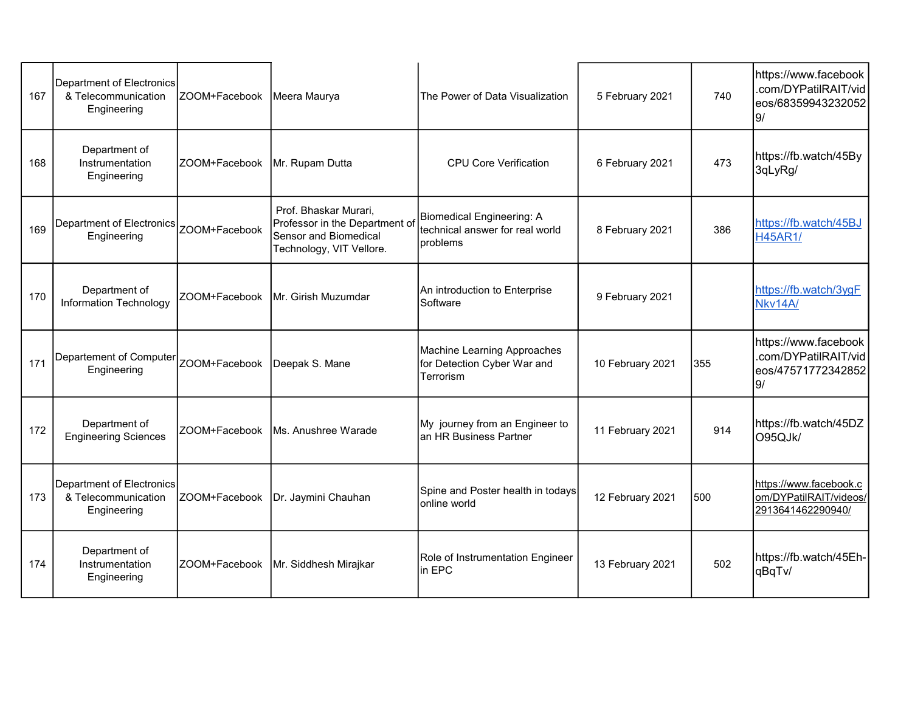| | | | | | | | |
|---|---|---|---|---|---|---|---|
| 167 | Department of Electronics & Telecommunication Engineering | ZOOM+Facebook | Meera Maurya | The Power of Data Visualization | 5 February 2021 | 740 | https://www.facebook.com/DYPatilRAIT/videos/683599432320529/ |
| 168 | Department of Instrumentation Engineering | ZOOM+Facebook | Mr. Rupam Dutta | CPU Core Verification | 6 February 2021 | 473 | https://fb.watch/45By3qLyRg/ |
| 169 | Department of Electronics Engineering | ZOOM+Facebook | Prof. Bhaskar Murari, Professor in the Department of Sensor and Biomedical Technology, VIT Vellore. | Biomedical Engineering: A technical answer for real world problems | 8 February 2021 | 386 | https://fb.watch/45BJH45AR1/ |
| 170 | Department of Information Technology | ZOOM+Facebook | Mr. Girish Muzumdar | An introduction to Enterprise Software | 9 February 2021 | | https://fb.watch/3ygFNkv14A/ |
| 171 | Departement of Computer Engineering | ZOOM+Facebook | Deepak S. Mane | Machine Learning Approaches for Detection Cyber War and Terrorism | 10 February 2021 | 355 | https://www.facebook.com/DYPatilRAIT/videos/475717723428529/ |
| 172 | Department of Engineering Sciences | ZOOM+Facebook | Ms. Anushree Warade | My journey from an Engineer to an HR Business Partner | 11 February 2021 | 914 | https://fb.watch/45DZO95QJk/ |
| 173 | Department of Electronics & Telecommunication Engineering | ZOOM+Facebook | Dr. Jaymini Chauhan | Spine and Poster health in todays online world | 12 February 2021 | 500 | https://www.facebook.com/DYPatilRAIT/videos/2913641462290940/ |
| 174 | Department of Instrumentation Engineering | ZOOM+Facebook | Mr. Siddhesh Mirajkar | Role of Instrumentation Engineer in EPC | 13 February 2021 | 502 | https://fb.watch/45Eh-qBqTv/ |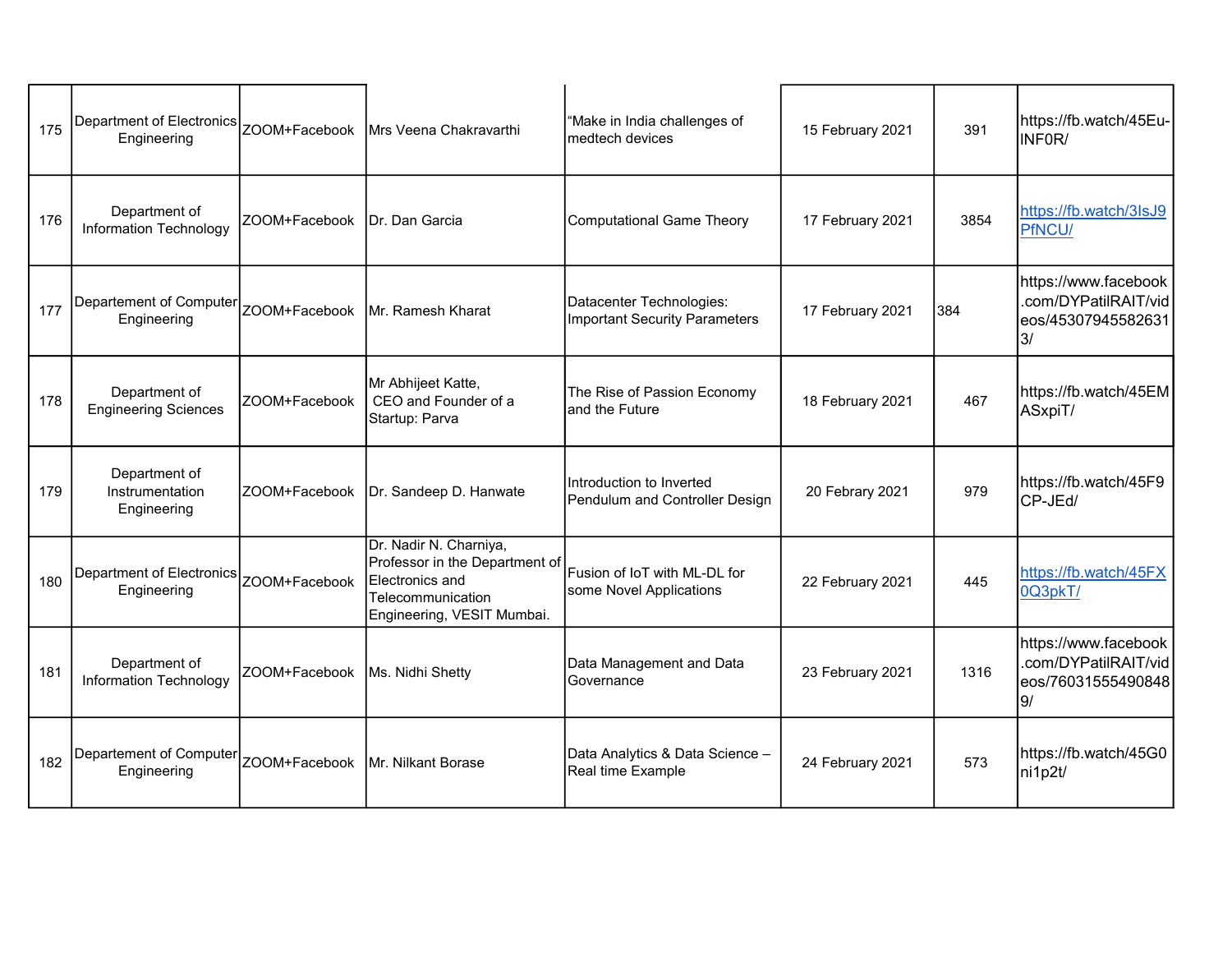| | | | | | | | |
|---|---|---|---|---|---|---|---|
| 175 | Department of Electronics Engineering | ZOOM+Facebook | Mrs Veena Chakravarthi | “Make in India challenges of medtech devices | 15 February 2021 | 391 | https://fb.watch/45Eu-INF0R/ |
| 176 | Department of Information Technology | ZOOM+Facebook | Dr. Dan Garcia | Computational Game Theory | 17 February 2021 | 3854 | https://fb.watch/3IsJ9PfNCU/ |
| 177 | Departement of Computer Engineering | ZOOM+Facebook | Mr. Ramesh Kharat | Datacenter Technologies: Important Security Parameters | 17 February 2021 | 384 | https://www.facebook.com/DYPatilRAIT/videos/453079455826313/ |
| 178 | Department of Engineering Sciences | ZOOM+Facebook | Mr Abhijeet Katte, CEO and Founder of a Startup: Parva | The Rise of Passion Economy and the Future | 18 February 2021 | 467 | https://fb.watch/45EMASxpiT/ |
| 179 | Department of Instrumentation Engineering | ZOOM+Facebook | Dr. Sandeep D. Hanwate | Introduction to Inverted Pendulum and Controller Design | 20 Febrary 2021 | 979 | https://fb.watch/45F9CP-JEd/ |
| 180 | Department of Electronics Engineering | ZOOM+Facebook | Dr. Nadir N. Charniya, Professor in the Department of Electronics and Telecommunication Engineering, VESIT Mumbai. | Fusion of IoT with ML-DL for some Novel Applications | 22 February 2021 | 445 | https://fb.watch/45FX0Q3pkT/ |
| 181 | Department of Information Technology | ZOOM+Facebook | Ms. Nidhi Shetty | Data Management and Data Governance | 23 February 2021 | 1316 | https://www.facebook.com/DYPatilRAIT/videos/760315554908489/ |
| 182 | Departement of Computer Engineering | ZOOM+Facebook | Mr. Nilkant Borase | Data Analytics & Data Science – Real time Example | 24 February 2021 | 573 | https://fb.watch/45G0ni1p2t/ |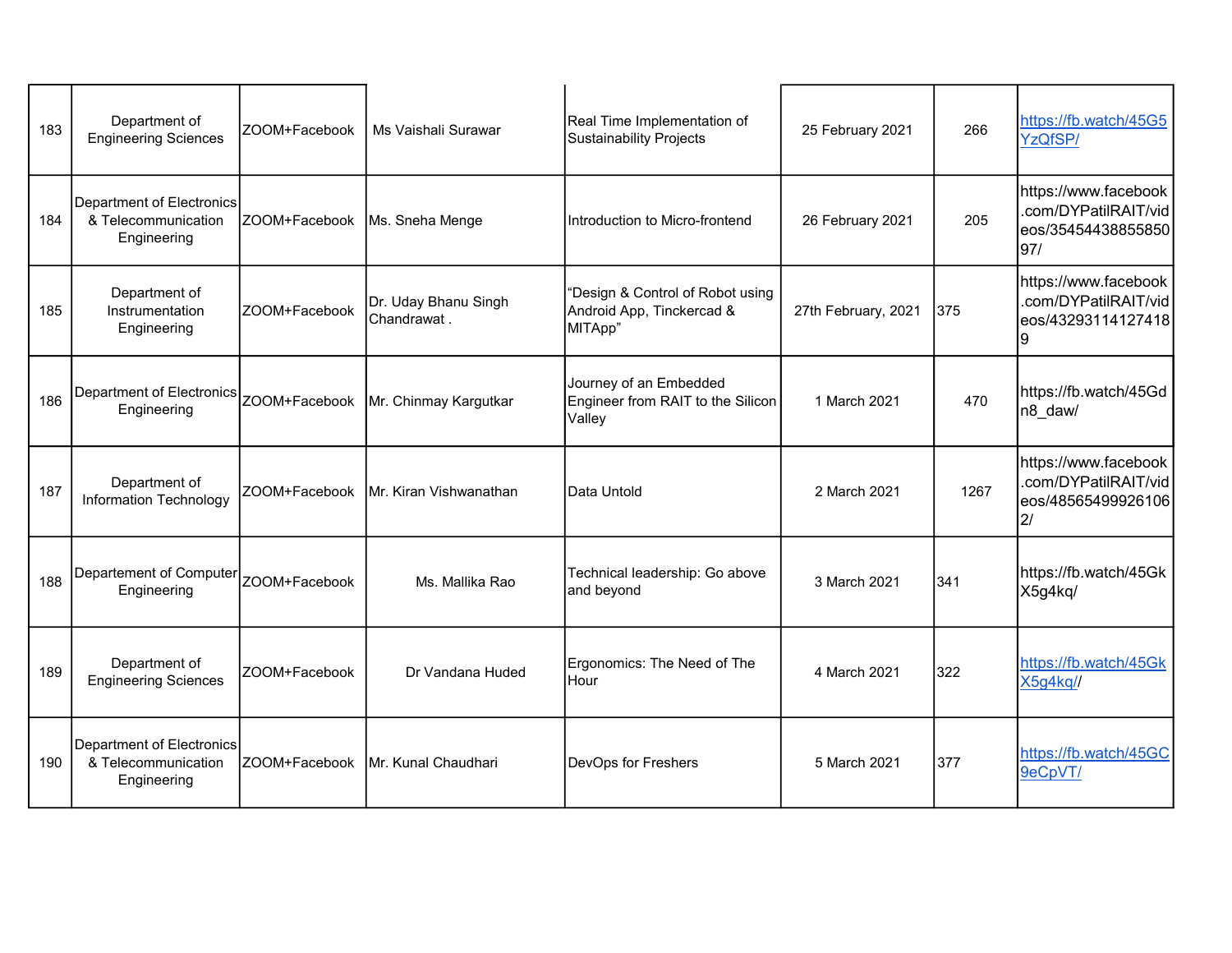| 183 | Department of Engineering Sciences | ZOOM+Facebook | Ms Vaishali Surawar | Real Time Implementation of Sustainability Projects | 25 February 2021 | 266 | https://fb.watch/45G5YzQfSP/ |
|---|---|---|---|---|---|---|---|
| 184 | Department of Electronics & Telecommunication Engineering | ZOOM+Facebook | Ms. Sneha Menge | Introduction to Micro-frontend | 26 February 2021 | 205 | https://www.facebook.com/DYPatilRAIT/videos/3545443885585097/ |
| 185 | Department of Instrumentation Engineering | ZOOM+Facebook | Dr. Uday Bhanu Singh Chandrawat . | "Design & Control of Robot using Android App, Tinckercad & MITApp" | 27th February, 2021 | 375 | https://www.facebook.com/DYPatilRAIT/videos/432931141274189 |
| 186 | Department of Electronics Engineering | ZOOM+Facebook | Mr. Chinmay Kargutkar | Journey of an Embedded Engineer from RAIT to the Silicon Valley | 1 March 2021 | 470 | https://fb.watch/45Gdn8_daw/ |
| 187 | Department of Information Technology | ZOOM+Facebook | Mr. Kiran Vishwanathan | Data Untold | 2 March 2021 | 1267 | https://www.facebook.com/DYPatilRAIT/videos/485654999261062/ |
| 188 | Departement of Computer Engineering | ZOOM+Facebook | Ms. Mallika Rao | Technical leadership: Go above and beyond | 3 March 2021 | 341 | https://fb.watch/45GkX5g4kq/ |
| 189 | Department of Engineering Sciences | ZOOM+Facebook | Dr Vandana Huded | Ergonomics: The Need of The Hour | 4 March 2021 | 322 | https://fb.watch/45GkX5g4kq// |
| 190 | Department of Electronics & Telecommunication Engineering | ZOOM+Facebook | Mr. Kunal Chaudhari | DevOps for Freshers | 5 March 2021 | 377 | https://fb.watch/45GC9eCpVT/ |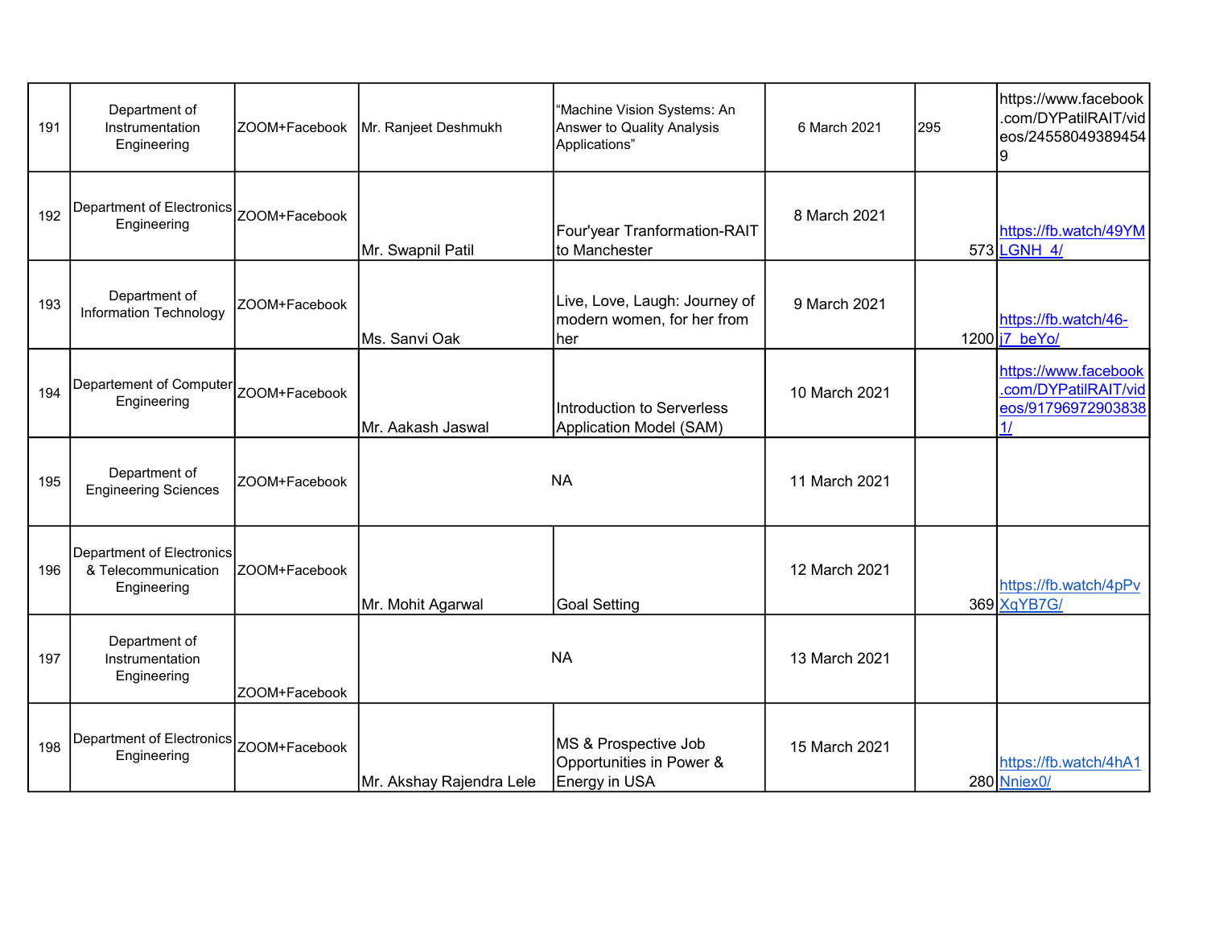| | | | | | | | |
|---|---|---|---|---|---|---|---|
| 191 | Department of Instrumentation Engineering | ZOOM+Facebook | Mr. Ranjeet Deshmukh | "Machine Vision Systems: An Answer to Quality Analysis Applications" | 6 March 2021 | 295 | https://www.facebook.com/DYPatilRAIT/videos/245580493894549 |
| 192 | Department of Electronics Engineering | ZOOM+Facebook | Mr. Swapnil Patil | Four'year Tranformation-RAIT to Manchester | 8 March 2021 | 573 | https://fb.watch/49YMLGNH_4/ |
| 193 | Department of Information Technology | ZOOM+Facebook | Ms. Sanvi Oak | Live, Love, Laugh: Journey of modern women, for her from her | 9 March 2021 | 1200 | https://fb.watch/46-j7_beYo/ |
| 194 | Departement of Computer Engineering | ZOOM+Facebook | Mr. Aakash Jaswal | Introduction to Serverless Application Model (SAM) | 10 March 2021 | | https://www.facebook.com/DYPatilRAIT/videos/917969729038381/ |
| 195 | Department of Engineering Sciences | ZOOM+Facebook | NA | | 11 March 2021 | | |
| 196 | Department of Electronics & Telecommunication Engineering | ZOOM+Facebook | Mr. Mohit Agarwal | Goal Setting | 12 March 2021 | 369 | https://fb.watch/4pPvXqYB7G/ |
| 197 | Department of Instrumentation Engineering | ZOOM+Facebook | NA | | 13 March 2021 | | |
| 198 | Department of Electronics Engineering | ZOOM+Facebook | Mr. Akshay Rajendra Lele | MS & Prospective Job Opportunities in Power & Energy in USA | 15 March 2021 | 280 | https://fb.watch/4hA1Nniex0/ |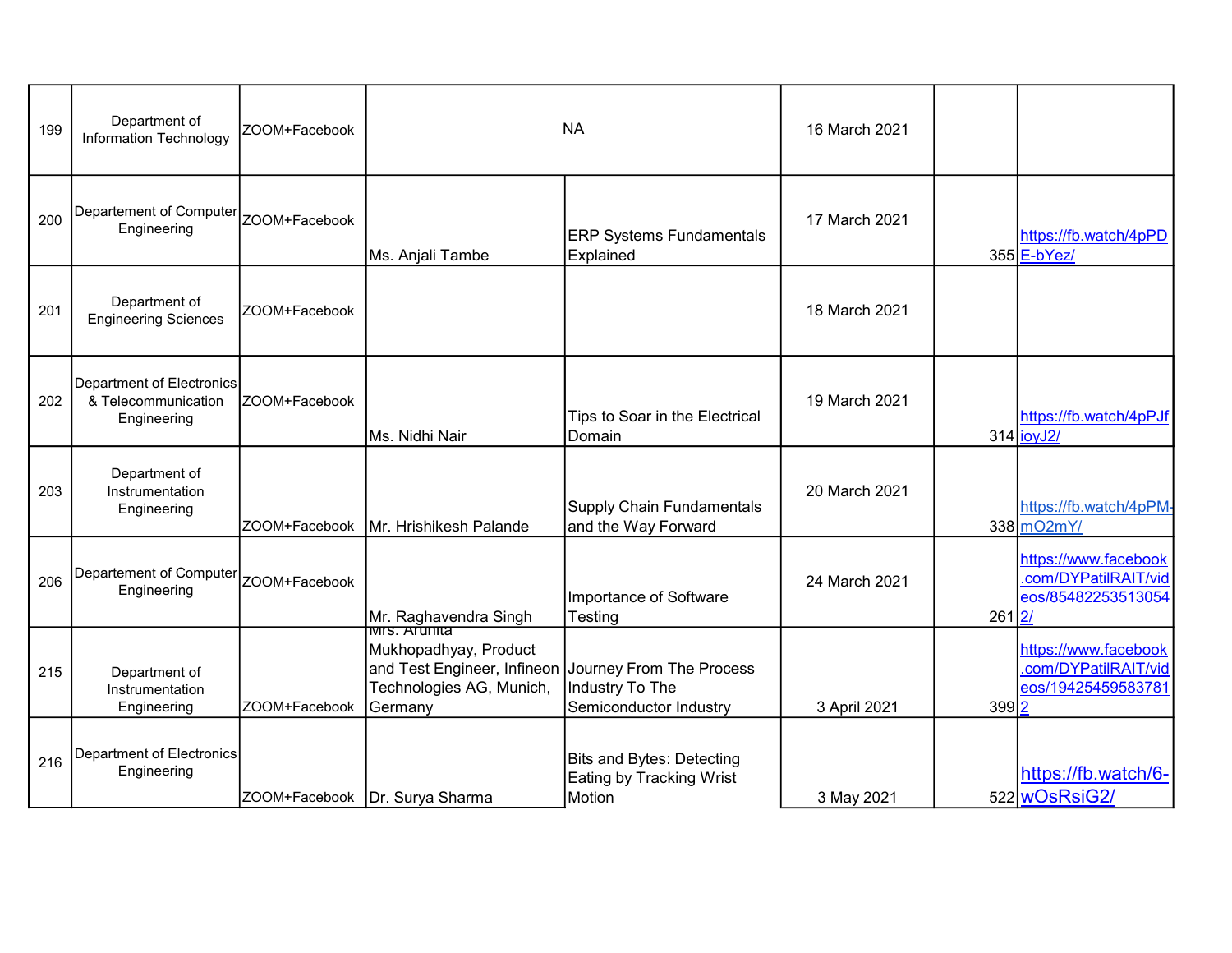| | | | | | | | |
|---|---|---|---|---|---|---|---|
| 199 | Department of Information Technology | ZOOM+Facebook | NA | | 16 March 2021 | | |
| 200 | Deparetement of Computer Engineering | ZOOM+Facebook | Ms. Anjali Tambe | ERP Systems Fundamentals Explained | 17 March 2021 | 355 | https://fb.watch/4pPDE-bYez/ |
| 201 | Department of Engineering Sciences | ZOOM+Facebook | | | 18 March 2021 | | |
| 202 | Department of Electronics & Telecommunication Engineering | ZOOM+Facebook | Ms. Nidhi Nair | Tips to Soar in the Electrical Domain | 19 March 2021 | 314 | https://fb.watch/4pPJfioyJ2/ |
| 203 | Department of Instrumentation Engineering | ZOOM+Facebook | Mr. Hrishikesh Palande | Supply Chain Fundamentals and the Way Forward | 20 March 2021 | 338 | https://fb.watch/4pPM-mO2mY/ |
| 206 | Deparetement of Computer Engineering | ZOOM+Facebook | Mr. Raghavendra Singh | Importance of Software Testing | 24 March 2021 | 261 | https://www.facebook.com/DYPatilRAIT/videos/854822535130542/ |
| 215 | Department of Instrumentation Engineering | ZOOM+Facebook | Mrs. Arunita Mukhopadhyay, Product and Test Engineer, Infineon Technologies AG, Munich, Germany | Journey From The Process Industry To The Semiconductor Industry | 3 April 2021 | 399 | https://www.facebook.com/DYPatilRAIT/videos/194254595837812 |
| 216 | Department of Electronics Engineering | ZOOM+Facebook | Dr. Surya Sharma | Bits and Bytes: Detecting Eating by Tracking Wrist Motion | 3 May 2021 | 522 | https://fb.watch/6-wOsRsiG2/ |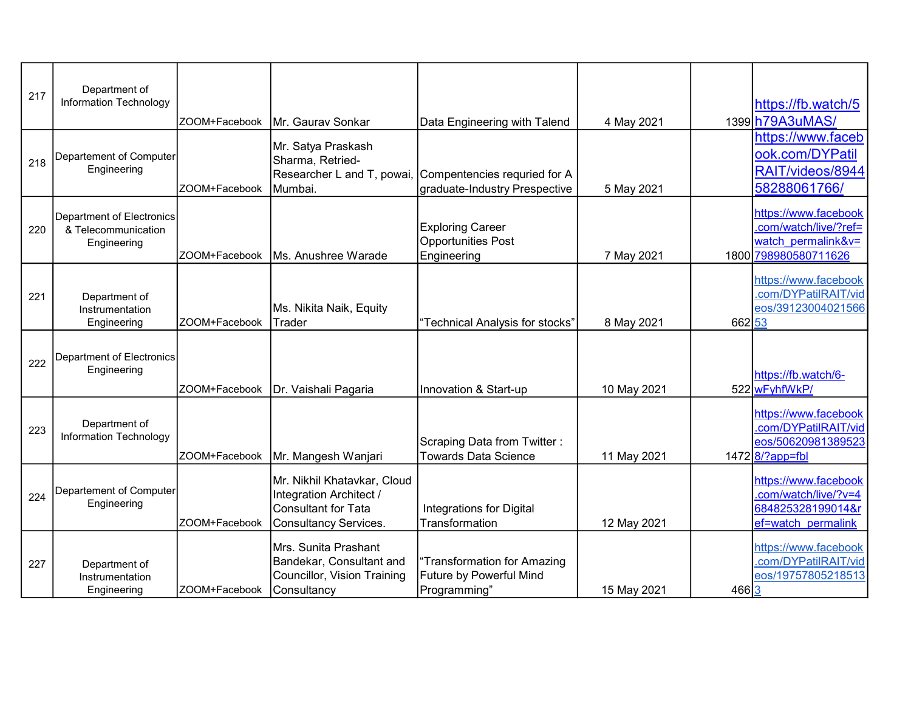| | | | | | | | |
|---|---|---|---|---|---|---|---|
| 217 | Department of Information Technology | ZOOM+Facebook | Mr. Gaurav Sonkar | Data Engineering with Talend | 4 May 2021 | 1399 | https://fb.watch/5h79A3uMAS/ |
| 218 | Departement of Computer Engineering | ZOOM+Facebook | Mr. Satya Praskash Sharma, Retried-Researcher L and T, powai, Mumbai. | Compentencies requried for A graduate-Industry Prespective | 5 May 2021 | | https://www.facebook.com/DYPatilRAIT/videos/894458288061766/ |
| 220 | Department of Electronics & Telecommunication Engineering | ZOOM+Facebook | Ms. Anushree Warade | Exploring Career Opportunities Post Engineering | 7 May 2021 | 1800 | https://www.facebook.com/watch/live/?ref=watch_permalink&v=798980580711626 |
| 221 | Department of Instrumentation Engineering | ZOOM+Facebook | Ms. Nikita Naik, Equity Trader | "Technical Analysis for stocks" | 8 May 2021 | 662 | https://www.facebook.com/DYPatilRAIT/videos/3912300402156653 |
| 222 | Department of Electronics Engineering | ZOOM+Facebook | Dr. Vaishali Pagaria | Innovation & Start-up | 10 May 2021 | 522 | https://fb.watch/6-wFyhfWkP/ |
| 223 | Department of Information Technology | ZOOM+Facebook | Mr. Mangesh Wanjari | Scraping Data from Twitter : Towards Data Science | 11 May 2021 | 1472 | https://www.facebook.com/DYPatilRAIT/videos/506209813895238/?app=fbl |
| 224 | Departement of Computer Engineering | ZOOM+Facebook | Mr. Nikhil Khatavkar, Cloud Integration Architect / Consultant for Tata Consultancy Services. | Integrations for Digital Transformation | 12 May 2021 | | https://www.facebook.com/watch/live/?v=4684825328199014&ref=watch_permalink |
| 227 | Department of Instrumentation Engineering | ZOOM+Facebook | Mrs. Sunita Prashant Bandekar, Consultant and Councillor, Vision Training Consultancy | "Transformation for Amazing Future by Powerful Mind Programming" | 15 May 2021 | 466 | https://www.facebook.com/DYPatilRAIT/videos/197578052185133 |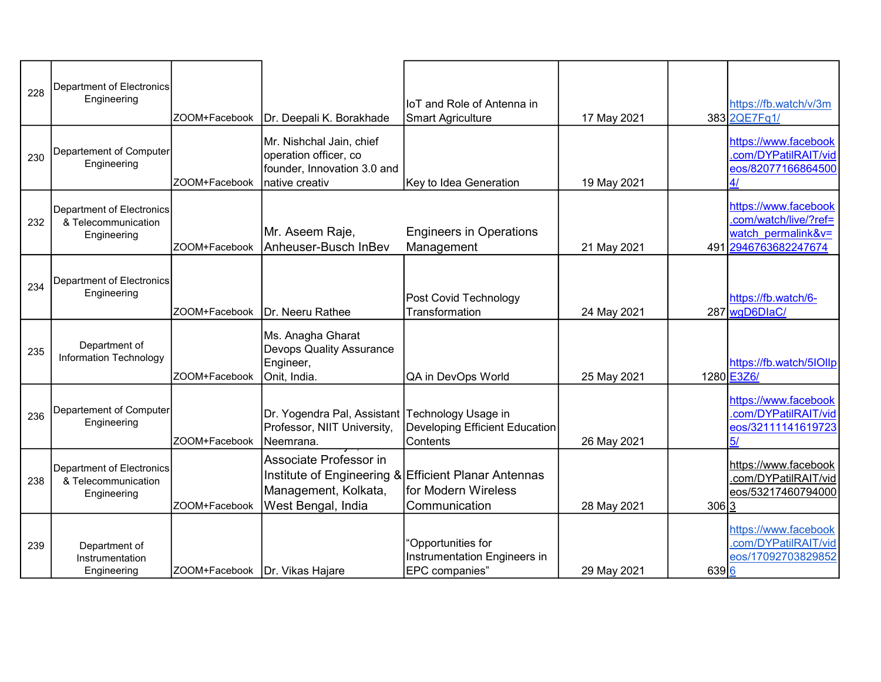| | | | | | | | |
|---|---|---|---|---|---|---|---|
| 228 | Department of Electronics Engineering | ZOOM+Facebook | Dr. Deepali K. Borakhade | IoT and Role of Antenna in Smart Agriculture | 17 May 2021 | 383 | https://fb.watch/v/3m2QE7Fq1/ |
| 230 | Departement of Computer Engineering | ZOOM+Facebook | Mr. Nishchal Jain, chief operation officer, co founder, Innovation 3.0 and native creativ | Key to Idea Generation | 19 May 2021 | | https://www.facebook.com/DYPatilRAIT/videos/820771668645004/ |
| 232 | Department of Electronics & Telecommunication Engineering | ZOOM+Facebook | Mr. Aseem Raje, Anheuser-Busch InBev | Engineers in Operations Management | 21 May 2021 | 491 | https://www.facebook.com/watch/live/?ref=watch_permalink&v=2946763682247674 |
| 234 | Department of Electronics Engineering | ZOOM+Facebook | Dr. Neeru Rathee | Post Covid Technology Transformation | 24 May 2021 | 287 | https://fb.watch/6-wgD6DIaC/ |
| 235 | Department of Information Technology | ZOOM+Facebook | Ms. Anagha Gharat Devops Quality Assurance Engineer, Onit, India. | QA in DevOps World | 25 May 2021 | 1280 | https://fb.watch/5IOIlpE3Z6/ |
| 236 | Departement of Computer Engineering | ZOOM+Facebook | Dr. Yogendra Pal, Assistant Professor, NIIT University, Neemrana. | Technology Usage in Developing Efficient Education Contents | 26 May 2021 | | https://www.facebook.com/DYPatilRAIT/videos/321111416197235/ |
| 238 | Department of Electronics & Telecommunication Engineering | ZOOM+Facebook | Associate Professor in Institute of Engineering & Management, Kolkata, West Bengal, India | Efficient Planar Antennas for Modern Wireless Communication | 28 May 2021 | 306 | https://www.facebook.com/DYPatilRAIT/videos/532174607940003 |
| 239 | Department of Instrumentation Engineering | ZOOM+Facebook | Dr. Vikas Hajare | "Opportunities for Instrumentation Engineers in EPC companies" | 29 May 2021 | 639 | https://www.facebook.com/DYPatilRAIT/videos/170927038298526 |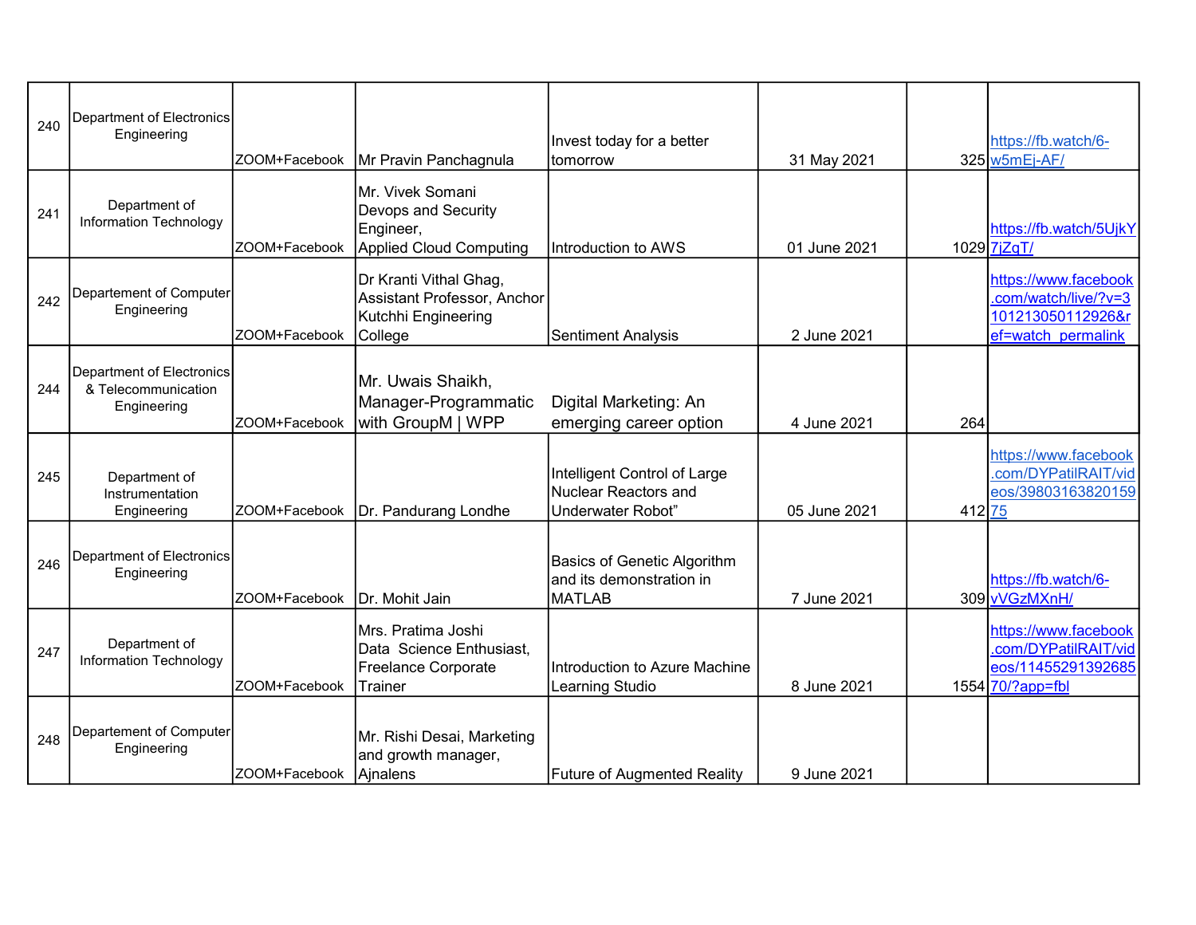| | | | | | | | |
|---|---|---|---|---|---|---|---|
| 240 | Department of Electronics Engineering | ZOOM+Facebook | Mr Pravin Panchagnula | Invest today for a better tomorrow | 31 May 2021 | 325 | https://fb.watch/6-w5mEj-AF/ |
| 241 | Department of Information Technology | ZOOM+Facebook | Mr. Vivek Somani Devops and Security Engineer, Applied Cloud Computing | Introduction to AWS | 01 June 2021 | 1029 | https://fb.watch/5UjkY7jZqT/ |
| 242 | Departement of Computer Engineering | ZOOM+Facebook | Dr Kranti Vithal Ghag, Assistant Professor, Anchor Kutchhi Engineering College | Sentiment Analysis | 2 June 2021 | | https://www.facebook.com/watch/live/?v=3101213050112926&ref=watch_permalink |
| 244 | Department of Electronics & Telecommunication Engineering | ZOOM+Facebook | Mr. Uwais Shaikh, Manager-Programmatic with GroupM \| WPP | Digital Marketing: An emerging career option | 4 June 2021 | 264 | |
| 245 | Department of Instrumentation Engineering | ZOOM+Facebook | Dr. Pandurang Londhe | Intelligent Control of Large Nuclear Reactors and Underwater Robot” | 05 June 2021 | 412 | https://www.facebook.com/DYPatilRAIT/videos/3980316382015975 |
| 246 | Department of Electronics Engineering | ZOOM+Facebook | Dr. Mohit Jain | Basics of Genetic Algorithm and its demonstration in MATLAB | 7 June 2021 | 309 | https://fb.watch/6-vVGzMXnH/ |
| 247 | Department of Information Technology | ZOOM+Facebook | Mrs. Pratima Joshi Data Science Enthusiast, Freelance Corporate Trainer | Introduction to Azure Machine Learning Studio | 8 June 2021 | 1554 | https://www.facebook.com/DYPatilRAIT/videos/1145529139268570/?app=fbl |
| 248 | Departement of Computer Engineering | ZOOM+Facebook | Mr. Rishi Desai, Marketing and growth manager, Ajnalens | Future of Augmented Reality | 9 June 2021 | | |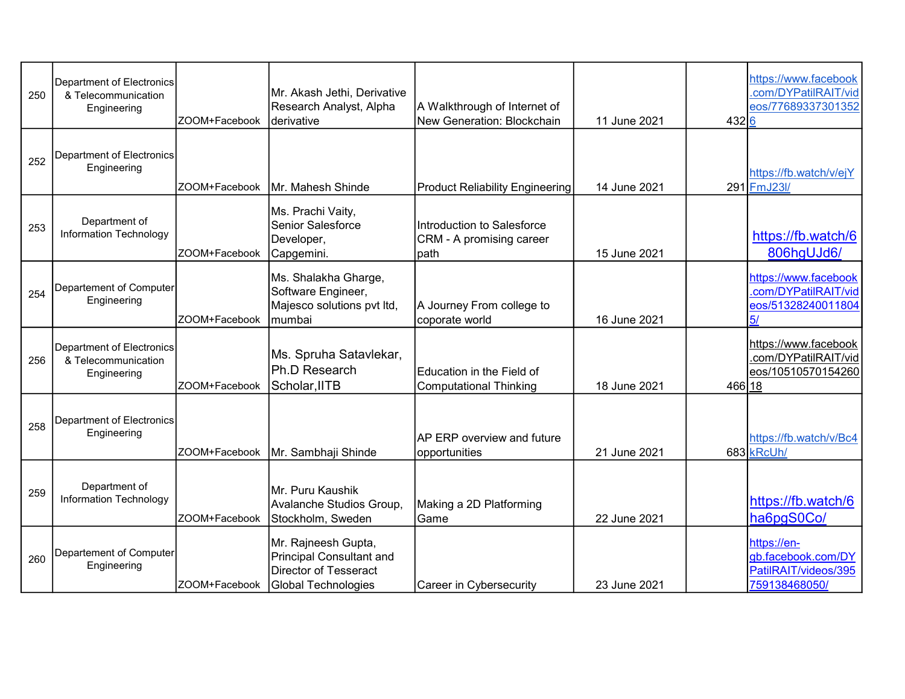| 250 | Department of Electronics & Telecommunication Engineering | ZOOM+Facebook | Mr. Akash Jethi, Derivative Research Analyst, Alpha derivative | A Walkthrough of Internet of New Generation: Blockchain | 11 June 2021 | 432 | https://www.facebook.com/DYPatilRAIT/videos/776893373013526 |
|---|---|---|---|---|---|---|---|
| 252 | Department of Electronics Engineering | ZOOM+Facebook | Mr. Mahesh Shinde | Product Reliability Engineering | 14 June 2021 | 291 | https://fb.watch/v/ejYFmJ23l/ |
| 253 | Department of Information Technology | ZOOM+Facebook | Ms. Prachi Vaity, Senior Salesforce Developer, Capgemini. | Introduction to Salesforce CRM - A promising career path | 15 June 2021 | | https://fb.watch/6806hgUJd6/ |
| 254 | Departement of Computer Engineering | ZOOM+Facebook | Ms. Shalakha Gharge, Software Engineer, Majesco solutions pvt ltd, mumbai | A Journey From college to coporate world | 16 June 2021 | | https://www.facebook.com/DYPatilRAIT/videos/513282400118045/ |
| 256 | Department of Electronics & Telecommunication Engineering | ZOOM+Facebook | Ms. Spruha Satavlekar, Ph.D Research Scholar,IITB | Education in the Field of Computational Thinking | 18 June 2021 | 466 | https://www.facebook.com/DYPatilRAIT/videos/1051057015426018 |
| 258 | Department of Electronics Engineering | ZOOM+Facebook | Mr. Sambhaji Shinde | AP ERP overview and future opportunities | 21 June 2021 | 683 | https://fb.watch/v/Bc4kRcUh/ |
| 259 | Department of Information Technology | ZOOM+Facebook | Mr. Puru Kaushik Avalanche Studios Group, Stockholm, Sweden | Making a 2D Platforming Game | 22 June 2021 | | https://fb.watch/6ha6pgS0Co/ |
| 260 | Departement of Computer Engineering | ZOOM+Facebook | Mr. Rajneesh Gupta, Principal Consultant and Director of Tesseract Global Technologies | Career in Cybersecurity | 23 June 2021 | | https://en-gb.facebook.com/DYPatilRAIT/videos/395759138468050/ |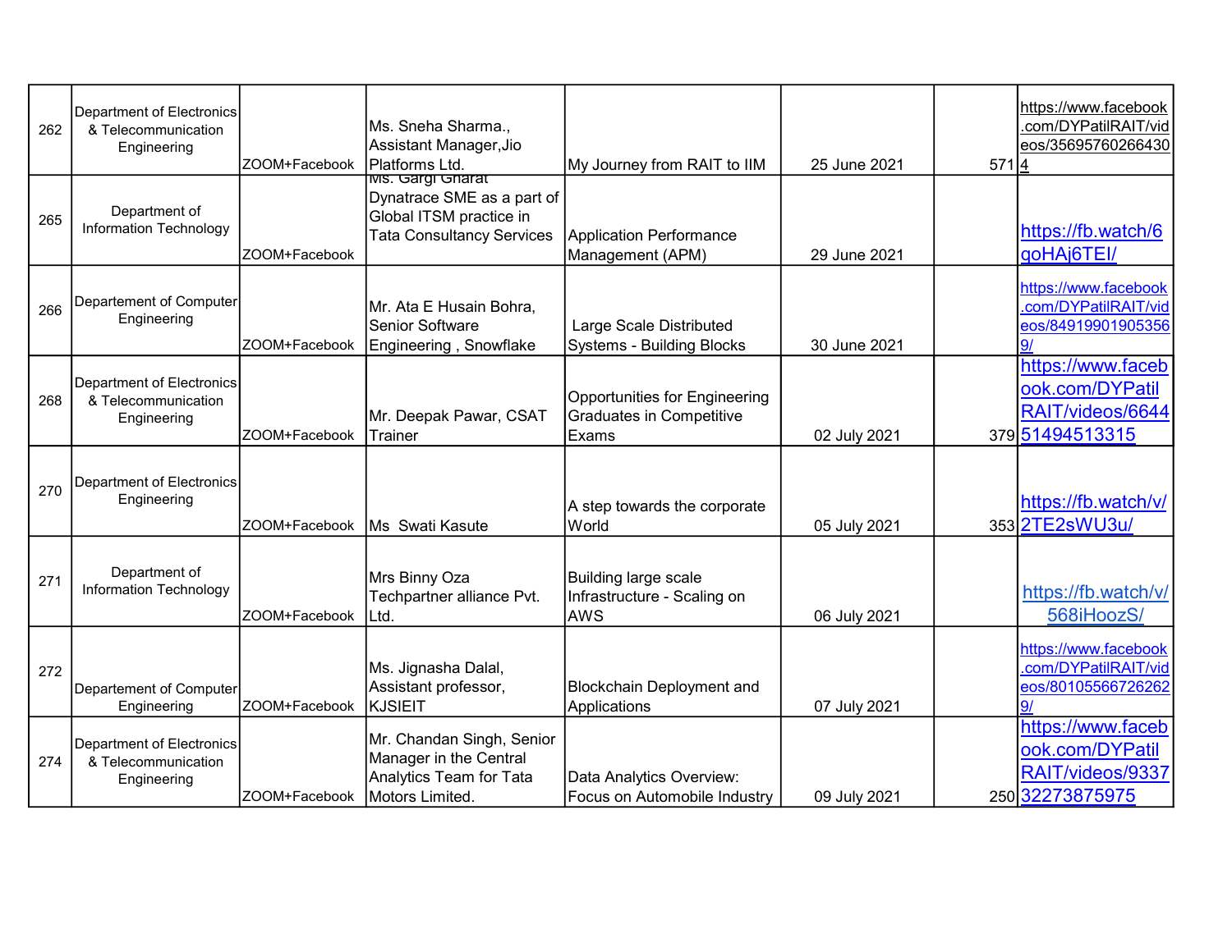| | | | | | | | |
|---|---|---|---|---|---|---|---|
| 262 | Department of Electronics & Telecommunication Engineering | ZOOM+Facebook | Ms. Sneha Sharma., Assistant Manager,Jio Platforms Ltd. | My Journey from RAIT to IIM | 25 June 2021 | 571 | https://www.facebook.com/DYPatilRAIT/videos/356957602664304 |
| 265 | Department of Information Technology | ZOOM+Facebook | Ms. Gargi Gharat Dynatrace SME as a part of Global ITSM practice in Tata Consultancy Services | Application Performance Management (APM) | 29 June 2021 | | https://fb.watch/6goHAj6TEI/ |
| 266 | Departement of Computer Engineering | ZOOM+Facebook | Mr. Ata E Husain Bohra, Senior Software Engineering , Snowflake | Large Scale Distributed Systems - Building Blocks | 30 June 2021 | | https://www.facebook.com/DYPatilRAIT/videos/849199019053569/ |
| 268 | Department of Electronics & Telecommunication Engineering | ZOOM+Facebook | Mr. Deepak Pawar, CSAT Trainer | Opportunities for Engineering Graduates in Competitive Exams | 02 July 2021 | 379 | https://www.facebook.com/DYPatilRAIT/videos/664451494513315 |
| 270 | Department of Electronics Engineering | ZOOM+Facebook | Ms Swati Kasute | A step towards the corporate World | 05 July 2021 | 353 | https://fb.watch/v/2TE2sWU3u/ |
| 271 | Department of Information Technology | ZOOM+Facebook | Mrs Binny Oza Techpartner alliance Pvt. Ltd. | Building large scale Infrastructure - Scaling on AWS | 06 July 2021 | | https://fb.watch/v/568iHoozS/ |
| 272 | Departement of Computer Engineering | ZOOM+Facebook | Ms. Jignasha Dalal, Assistant professor, KJSIEIT | Blockchain Deployment and Applications | 07 July 2021 | | https://www.facebook.com/DYPatilRAIT/videos/801055667262629/ |
| 274 | Department of Electronics & Telecommunication Engineering | ZOOM+Facebook | Mr. Chandan Singh, Senior Manager in the Central Analytics Team for Tata Motors Limited. | Data Analytics Overview: Focus on Automobile Industry | 09 July 2021 | 250 | https://www.facebook.com/DYPatilRAIT/videos/933732273875975 |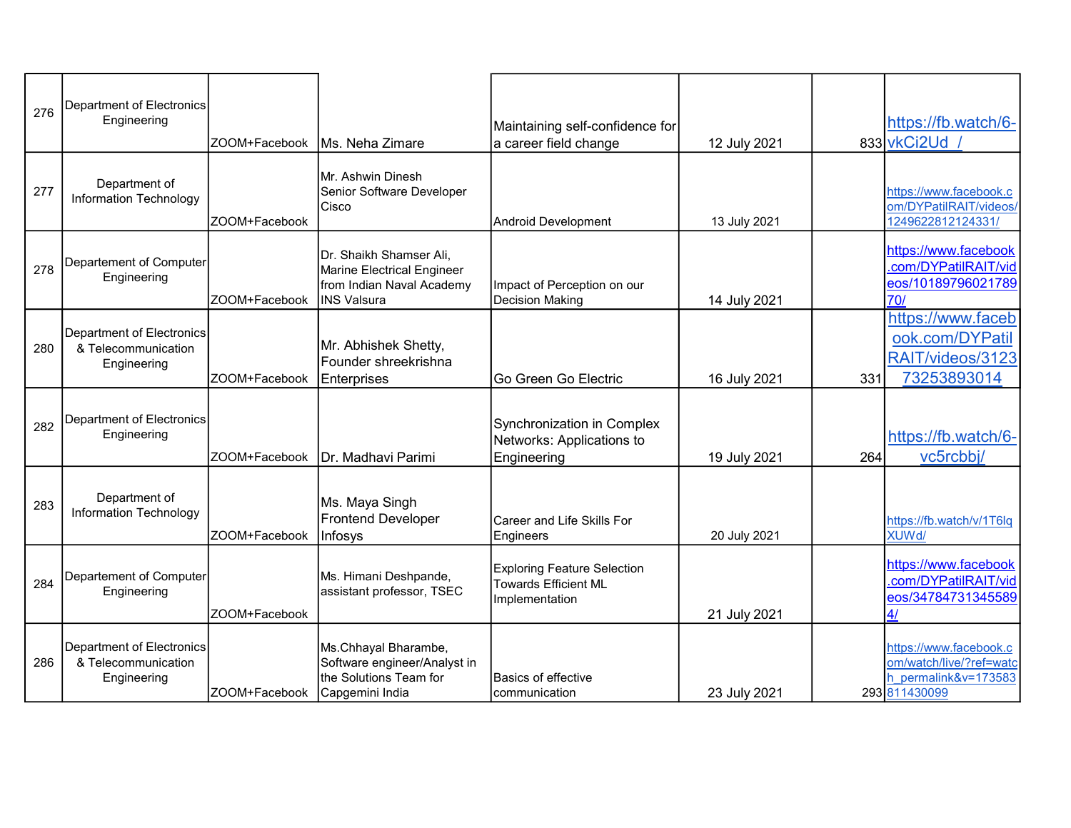| | | | | | | | |
|---|---|---|---|---|---|---|---|
| 276 | Department of Electronics Engineering | ZOOM+Facebook | Ms. Neha Zimare | Maintaining self-confidence for a career field change | 12 July 2021 | 833 | https://fb.watch/6-vkCi2Ud_/ |
| 277 | Department of Information Technology | ZOOM+Facebook | Mr. Ashwin Dinesh Senior Software Developer Cisco | Android Development | 13 July 2021 | | https://www.facebook.com/DYPatilRAIT/videos/1249622812124331/ |
| 278 | Departement of Computer Engineering | ZOOM+Facebook | Dr. Shaikh Shamser Ali, Marine Electrical Engineer from Indian Naval Academy INS Valsura | Impact of Perception on our Decision Making | 14 July 2021 | | https://www.facebook.com/DYPatilRAIT/videos/1018979602178970/ |
| 280 | Department of Electronics & Telecommunication Engineering | ZOOM+Facebook | Mr. Abhishek Shetty, Founder shreekrishna Enterprises | Go Green Go Electric | 16 July 2021 | 331 | https://www.facebook.com/DYPatilRAIT/videos/312373253893014 |
| 282 | Department of Electronics Engineering | ZOOM+Facebook | Dr. Madhavi Parimi | Synchronization in Complex Networks: Applications to Engineering | 19 July 2021 | 264 | https://fb.watch/6-vc5rcbbj/ |
| 283 | Department of Information Technology | ZOOM+Facebook | Ms. Maya Singh Frontend Developer Infosys | Career and Life Skills For Engineers | 20 July 2021 | | https://fb.watch/v/1T6lqXUWd/ |
| 284 | Departement of Computer Engineering | ZOOM+Facebook | Ms. Himani Deshpande, assistant professor, TSEC | Exploring Feature Selection Towards Efficient ML Implementation | 21 July 2021 | | https://www.facebook.com/DYPatilRAIT/videos/347847313455894/ |
| 286 | Department of Electronics & Telecommunication Engineering | ZOOM+Facebook | Ms.Chhayal Bharambe, Software engineer/Analyst in the Solutions Team for Capgemini India | Basics of effective communication | 23 July 2021 | 293 | https://www.facebook.com/watch/live/?ref=watch_permalink&v=173583811430099 |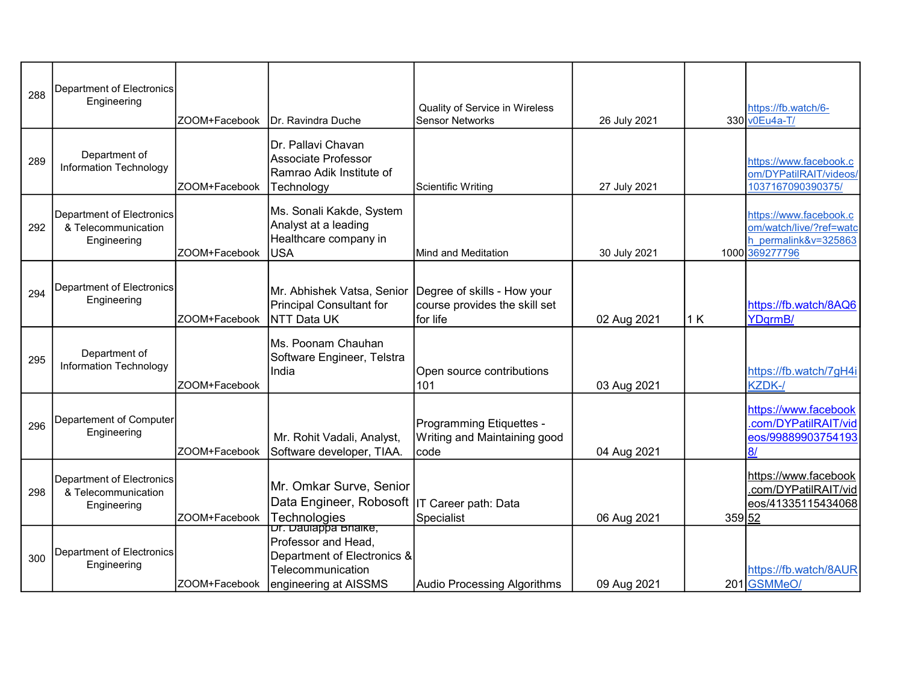| 288 | Department of Electronics Engineering | ZOOM+Facebook | Dr. Ravindra Duche | Quality of Service in Wireless Sensor Networks | 26 July 2021 | 330 | https://fb.watch/6-v0Eu4a-T/ |
|---|---|---|---|---|---|---|---|
| 289 | Department of Information Technology | ZOOM+Facebook | Dr. Pallavi Chavan Associate Professor Ramrao Adik Institute of Technology | Scientific Writing | 27 July 2021 | | https://www.facebook.com/DYPatilRAIT/videos/1037167090390375/ |
| 292 | Department of Electronics & Telecommunication Engineering | ZOOM+Facebook | Ms. Sonali Kakde, System Analyst at a leading Healthcare company in USA | Mind and Meditation | 30 July 2021 | 1000 | https://www.facebook.com/watch/live/?ref=watch_permalink&v=325863369277796 |
| 294 | Department of Electronics Engineering | ZOOM+Facebook | Mr. Abhishek Vatsa, Senior Principal Consultant for NTT Data UK | Degree of skills - How your course provides the skill set for life | 02 Aug 2021 | 1 K | https://fb.watch/8AQ6YDgrmB/ |
| 295 | Department of Information Technology | ZOOM+Facebook | Ms. Poonam Chauhan Software Engineer, Telstra India | Open source contributions 101 | 03 Aug 2021 | | https://fb.watch/7gH4iKZDK-/ |
| 296 | Departement of Computer Engineering | ZOOM+Facebook | Mr. Rohit Vadali, Analyst, Software developer, TIAA. | Programming Etiquettes - Writing and Maintaining good code | 04 Aug 2021 | | https://www.facebook.com/DYPatilRAIT/videos/998899037541938/ |
| 298 | Department of Electronics & Telecommunication Engineering | ZOOM+Facebook | Mr. Omkar Surve, Senior Data Engineer, Robosoft Technologies | IT Career path: Data Specialist | 06 Aug 2021 | 359 | https://www.facebook.com/DYPatilRAIT/videos/4133511543406852 |
| 300 | Department of Electronics Engineering | ZOOM+Facebook | Dr. Daulappa Bhalke, Professor and Head, Department of Electronics & Telecommunication engineering at AISSMS | Audio Processing Algorithms | 09 Aug 2021 | 201 | https://fb.watch/8AURGSMMeO/ |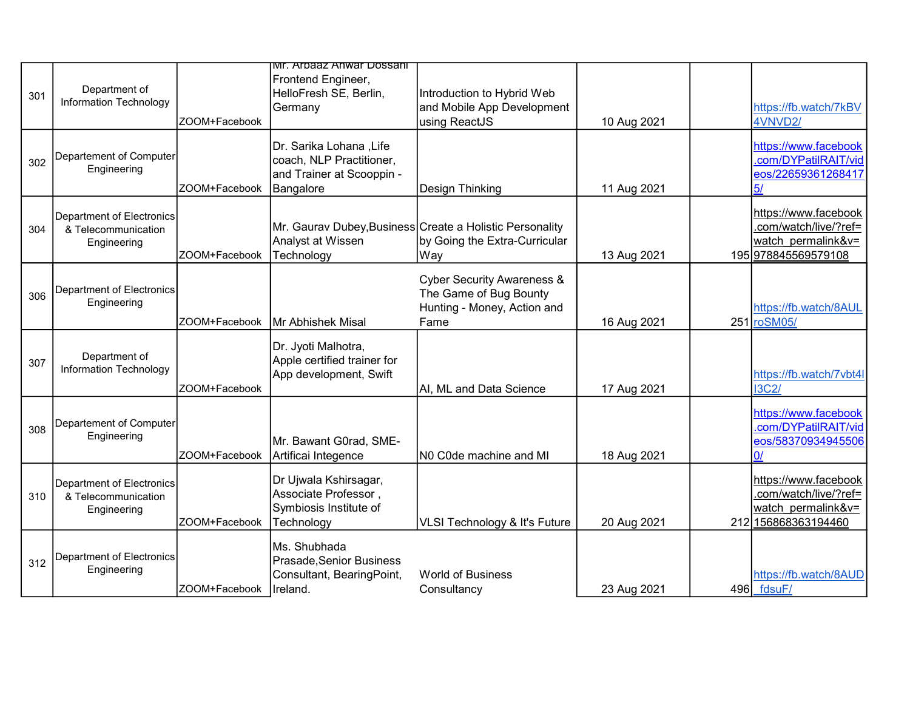| 301 | Department of Information Technology | ZOOM+Facebook | Mr. Arbaaz Anwar Dossani Frontend Engineer, HelloFresh SE, Berlin, Germany | Introduction to Hybrid Web and Mobile App Development using ReactJS | 10 Aug 2021 | | https://fb.watch/7kBV4VNVD2/ |
|---|---|---|---|---|---|---|---|
| 302 | Departement of Computer Engineering | ZOOM+Facebook | Dr. Sarika Lohana ,Life coach, NLP Practitioner, and Trainer at Scooppin - Bangalore | Design Thinking | 11 Aug 2021 | | https://www.facebook.com/DYPatilRAIT/videos/226593612684175/ |
| 304 | Department of Electronics & Telecommunication Engineering | ZOOM+Facebook | Mr. Gaurav Dubey,Business Analyst at Wissen Technology | Create a Holistic Personality by Going the Extra-Curricular Way | 13 Aug 2021 | 195 | https://www.facebook.com/watch/live/?ref=watch_permalink&v=978845569579108 |
| 306 | Department of Electronics Engineering | ZOOM+Facebook | Mr Abhishek Misal | Cyber Security Awareness & The Game of Bug Bounty Hunting - Money, Action and Fame | 16 Aug 2021 | 251 | https://fb.watch/8AULroSM05/ |
| 307 | Department of Information Technology | ZOOM+Facebook | Dr. Jyoti Malhotra, Apple certified trainer for App development, Swift | AI, ML and Data Science | 17 Aug 2021 | | https://fb.watch/7vbt4II3C2/ |
| 308 | Departement of Computer Engineering | ZOOM+Facebook | Mr. Bawant G0rad, SME-Artificai Integence | N0 C0de machine and Ml | 18 Aug 2021 | | https://www.facebook.com/DYPatilRAIT/videos/583709349455060/ |
| 310 | Department of Electronics & Telecommunication Engineering | ZOOM+Facebook | Dr Ujwala Kshirsagar, Associate Professor , Symbiosis Institute of Technology | VLSI Technology & It's Future | 20 Aug 2021 | 212 | https://www.facebook.com/watch/live/?ref=watch_permalink&v=156868363194460 |
| 312 | Department of Electronics Engineering | ZOOM+Facebook | Ms. Shubhada Prasade,Senior Business Consultant, BearingPoint, Ireland. | World of Business Consultancy | 23 Aug 2021 | 496 | https://fb.watch/8AUD_fdsuF/ |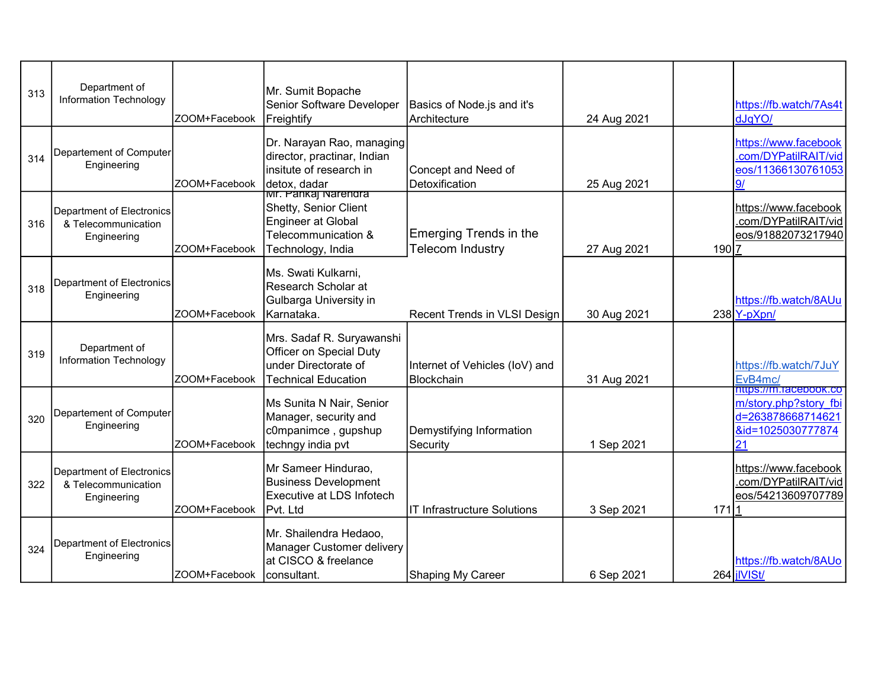| | | | | | | | |
|---|---|---|---|---|---|---|---|
| 313 | Department of Information Technology | ZOOM+Facebook | Mr. Sumit Bopache Senior Software Developer Freightify | Basics of Node.js and it's Architecture | 24 Aug 2021 | | https://fb.watch/7As4tdJgYO/ |
| 314 | Departement of Computer Engineering | ZOOM+Facebook | Dr. Narayan Rao, managing director, practinar, Indian insitute of research in detox, dadar | Concept and Need of Detoxification | 25 Aug 2021 | | https://www.facebook.com/DYPatilRAIT/videos/113661307610539/ |
| 316 | Department of Electronics & Telecommunication Engineering | ZOOM+Facebook | Mr. Pankaj Narendra Shetty, Senior Client Engineer at Global Telecommunication & Technology, India | Emerging Trends in the Telecom Industry | 27 Aug 2021 | 190 | https://www.facebook.com/DYPatilRAIT/videos/918820732179407 |
| 318 | Department of Electronics Engineering | ZOOM+Facebook | Ms. Swati Kulkarni, Research Scholar at Gulbarga University in Karnataka. | Recent Trends in VLSI Design | 30 Aug 2021 | 238 | https://fb.watch/8AUuY-pXpn/ |
| 319 | Department of Information Technology | ZOOM+Facebook | Mrs. Sadaf R. Suryawanshi Officer on Special Duty under Directorate of Technical Education | Internet of Vehicles (IoV) and Blockchain | 31 Aug 2021 | | https://fb.watch/7JuYEvB4mc/ |
| 320 | Departement of Computer Engineering | ZOOM+Facebook | Ms Sunita N Nair, Senior Manager, security and c0mpanimce , gupshup techngy india pvt | Demystifying Information Security | 1 Sep 2021 | | https://m.facebook.com/story.php?story_fbid=263878668714621&id=102503077787421 |
| 322 | Department of Electronics & Telecommunication Engineering | ZOOM+Facebook | Mr Sameer Hindurao, Business Development Executive at LDS Infotech Pvt. Ltd | IT Infrastructure Solutions | 3 Sep 2021 | 171 | https://www.facebook.com/DYPatilRAIT/videos/542136097077891 |
| 324 | Department of Electronics Engineering | ZOOM+Facebook | Mr. Shailendra Hedaoo, Manager Customer delivery at CISCO & freelance consultant. | Shaping My Career | 6 Sep 2021 | 264 | https://fb.watch/8AUojlVISt/ |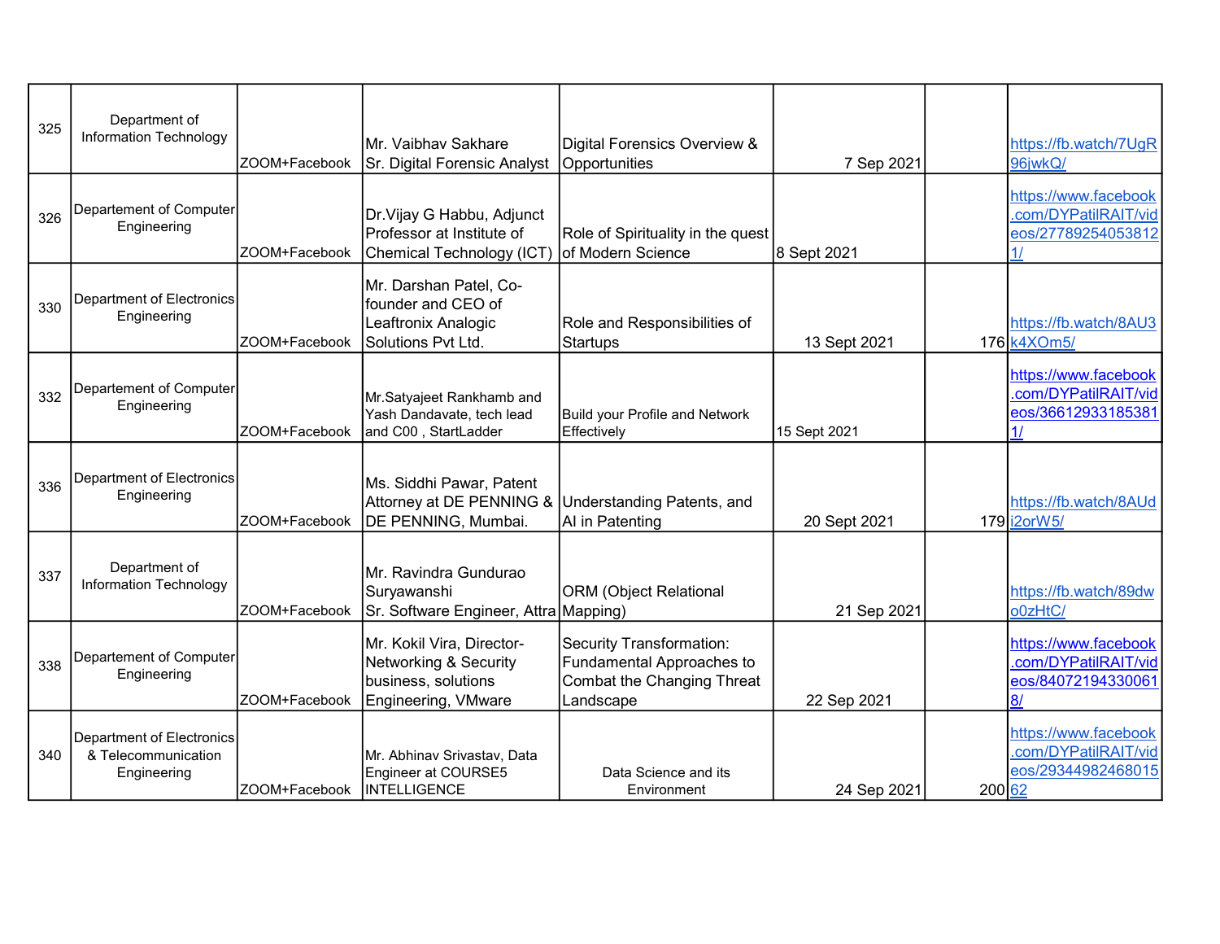| | | | | | | | |
|---|---|---|---|---|---|---|---|
| 325 | Department of Information Technology | ZOOM+Facebook | Mr. Vaibhav Sakhare Sr. Digital Forensic Analyst | Digital Forensics Overview & Opportunities | 7 Sep 2021 | | https://fb.watch/7UgR96jwkQ/ |
| 326 | Departement of Computer Engineering | ZOOM+Facebook | Dr.Vijay G Habbu, Adjunct Professor at Institute of Chemical Technology (ICT) | Role of Spirituality in the quest of Modern Science | 8 Sept 2021 | | https://www.facebook.com/DYPatilRAIT/videos/277892540538121/ |
| 330 | Department of Electronics Engineering | ZOOM+Facebook | Mr. Darshan Patel, Co-founder and CEO of Leaftronix Analogic Solutions Pvt Ltd. | Role and Responsibilities of Startups | 13 Sept 2021 | 176 | https://fb.watch/8AU3k4XOm5/ |
| 332 | Departement of Computer Engineering | ZOOM+Facebook | Mr.Satyajeet Rankhamb and Yash Dandavate, tech lead and C00 , StartLadder | Build your Profile and Network Effectively | 15 Sept 2021 | | https://www.facebook.com/DYPatilRAIT/videos/366129331853811/ |
| 336 | Department of Electronics Engineering | ZOOM+Facebook | Ms. Siddhi Pawar, Patent Attorney at DE PENNING & DE PENNING, Mumbai. | Understanding Patents, and AI in Patenting | 20 Sept 2021 | 179 | https://fb.watch/8AUdi2orW5/ |
| 337 | Department of Information Technology | ZOOM+Facebook | Mr. Ravindra Gundurao Suryawanshi Sr. Software Engineer, Attra | ORM (Object Relational Mapping) | 21 Sep 2021 | | https://fb.watch/89dwo0zHtC/ |
| 338 | Departement of Computer Engineering | ZOOM+Facebook | Mr. Kokil Vira, Director-Networking & Security business, solutions Engineering, VMware | Security Transformation: Fundamental Approaches to Combat the Changing Threat Landscape | 22 Sep 2021 | | https://www.facebook.com/DYPatilRAIT/videos/840721943300618/ |
| 340 | Department of Electronics & Telecommunication Engineering | ZOOM+Facebook | Mr. Abhinav Srivastav, Data Engineer at COURSE5 INTELLIGENCE | Data Science and its Environment | 24 Sep 2021 | 200 | https://www.facebook.com/DYPatilRAIT/videos/2934498246801562 |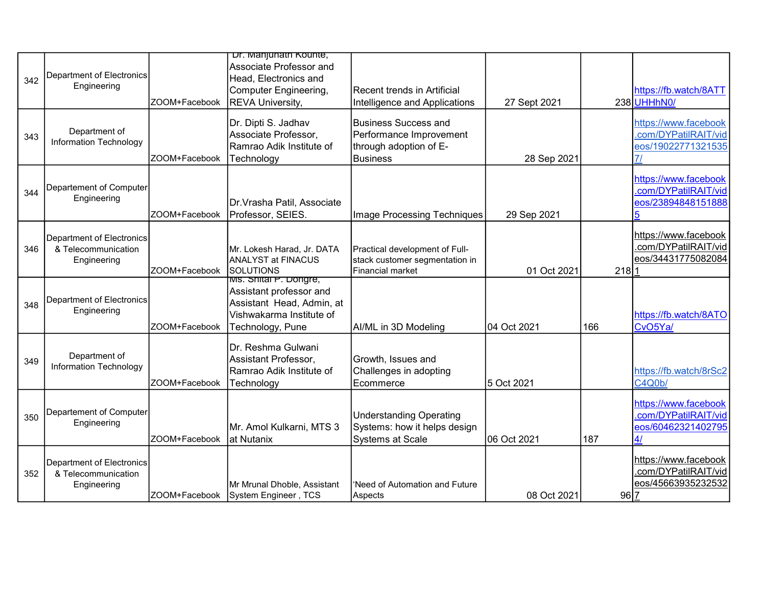| 342 | Department of Electronics Engineering | ZOOM+Facebook | Dr. Manjunath Kounte, Associate Professor and Head, Electronics and Computer Engineering, REVA University, | Recent trends in Artificial Intelligence and Applications | 27 Sept 2021 | 238 | https://fb.watch/8ATTUHHhN0/ |
|---|---|---|---|---|---|---|---|
| 343 | Department of Information Technology | ZOOM+Facebook | Dr. Dipti S. Jadhav Associate Professor, Ramrao Adik Institute of Technology | Business Success and Performance Improvement through adoption of E-Business | 28 Sep 2021 | | https://www.facebook.com/DYPatilRAIT/videos/190227713215357/ |
| 344 | Departement of Computer Engineering | ZOOM+Facebook | Dr.Vrasha Patil, Associate Professor, SEIES. | Image Processing Techniques | 29 Sep 2021 | | https://www.facebook.com/DYPatilRAIT/videos/238948481518885 |
| 346 | Department of Electronics & Telecommunication Engineering | ZOOM+Facebook | Mr. Lokesh Harad, Jr. DATA ANALYST at FINACUS SOLUTIONS | Practical development of Full-stack customer segmentation in Financial market | 01 Oct 2021 | 218 | https://www.facebook.com/DYPatilRAIT/videos/344317750820841 |
| 348 | Department of Electronics Engineering | ZOOM+Facebook | Ms. Shital P. Dongre, Assistant professor and Assistant Head, Admin, at Vishwakarma Institute of Technology, Pune | AI/ML in 3D Modeling | 04 Oct 2021 | 166 | https://fb.watch/8ATOCvO5Ya/ |
| 349 | Department of Information Technology | ZOOM+Facebook | Dr. Reshma Gulwani Assistant Professor, Ramrao Adik Institute of Technology | Growth, Issues and Challenges in adopting Ecommerce | 5 Oct 2021 | | https://fb.watch/8rSc2C4Q0b/ |
| 350 | Departement of Computer Engineering | ZOOM+Facebook | Mr. Amol Kulkarni, MTS 3 at Nutanix | Understanding Operating Systems: how it helps design Systems at Scale | 06 Oct 2021 | 187 | https://www.facebook.com/DYPatilRAIT/videos/604623214027954/ |
| 352 | Department of Electronics & Telecommunication Engineering | ZOOM+Facebook | Mr Mrunal Dhoble, Assistant System Engineer , TCS | 'Need of Automation and Future Aspects | 08 Oct 2021 | 96 | https://www.facebook.com/DYPatilRAIT/videos/456639352325327 |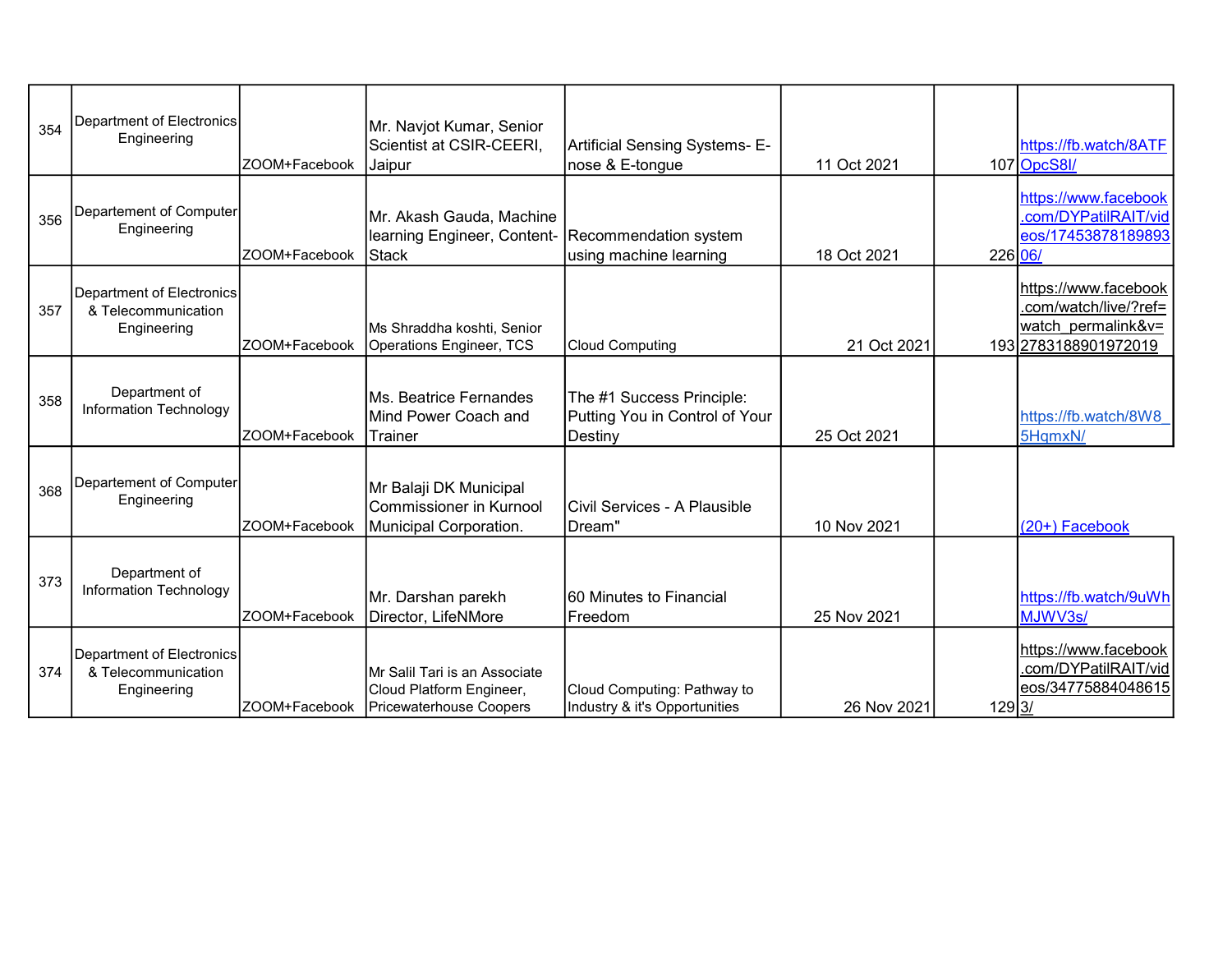| | | | | | | | |
|---|---|---|---|---|---|---|---|
| 354 | Department of Electronics Engineering | ZOOM+Facebook | Mr. Navjot Kumar, Senior Scientist at CSIR-CEERI, Jaipur | Artificial Sensing Systems- E-nose & E-tongue | 11 Oct 2021 | 107 | https://fb.watch/8ATFOpcS8I/ |
| 356 | Departement of Computer Engineering | ZOOM+Facebook | Mr. Akash Gauda, Machine learning Engineer, Content-Stack | Recommendation system using machine learning | 18 Oct 2021 | 226 | https://www.facebook.com/DYPatilRAIT/videos/1745387818989306/ |
| 357 | Department of Electronics & Telecommunication Engineering | ZOOM+Facebook | Ms Shraddha koshti, Senior Operations Engineer, TCS | Cloud Computing | 21 Oct 2021 | 193 | https://www.facebook.com/watch/live/?ref=watch_permalink&v=2783188901972019 |
| 358 | Department of Information Technology | ZOOM+Facebook | Ms. Beatrice Fernandes Mind Power Coach and Trainer | The #1 Success Principle: Putting You in Control of Your Destiny | 25 Oct 2021 | | https://fb.watch/8W8_5HqmxN/ |
| 368 | Departement of Computer Engineering | ZOOM+Facebook | Mr Balaji DK Municipal Commissioner in Kurnool Municipal Corporation. | Civil Services - A Plausible Dream" | 10 Nov 2021 | | (20+) Facebook |
| 373 | Department of Information Technology | ZOOM+Facebook | Mr. Darshan parekh Director, LifeNMore | 60 Minutes to Financial Freedom | 25 Nov 2021 | | https://fb.watch/9uWhMJWV3s/ |
| 374 | Department of Electronics & Telecommunication Engineering | ZOOM+Facebook | Mr Salil Tari is an Associate Cloud Platform Engineer, Pricewaterhouse Coopers | Cloud Computing: Pathway to Industry & it's Opportunities | 26 Nov 2021 | 129 | https://www.facebook.com/DYPatilRAIT/videos/347758840486153/ |